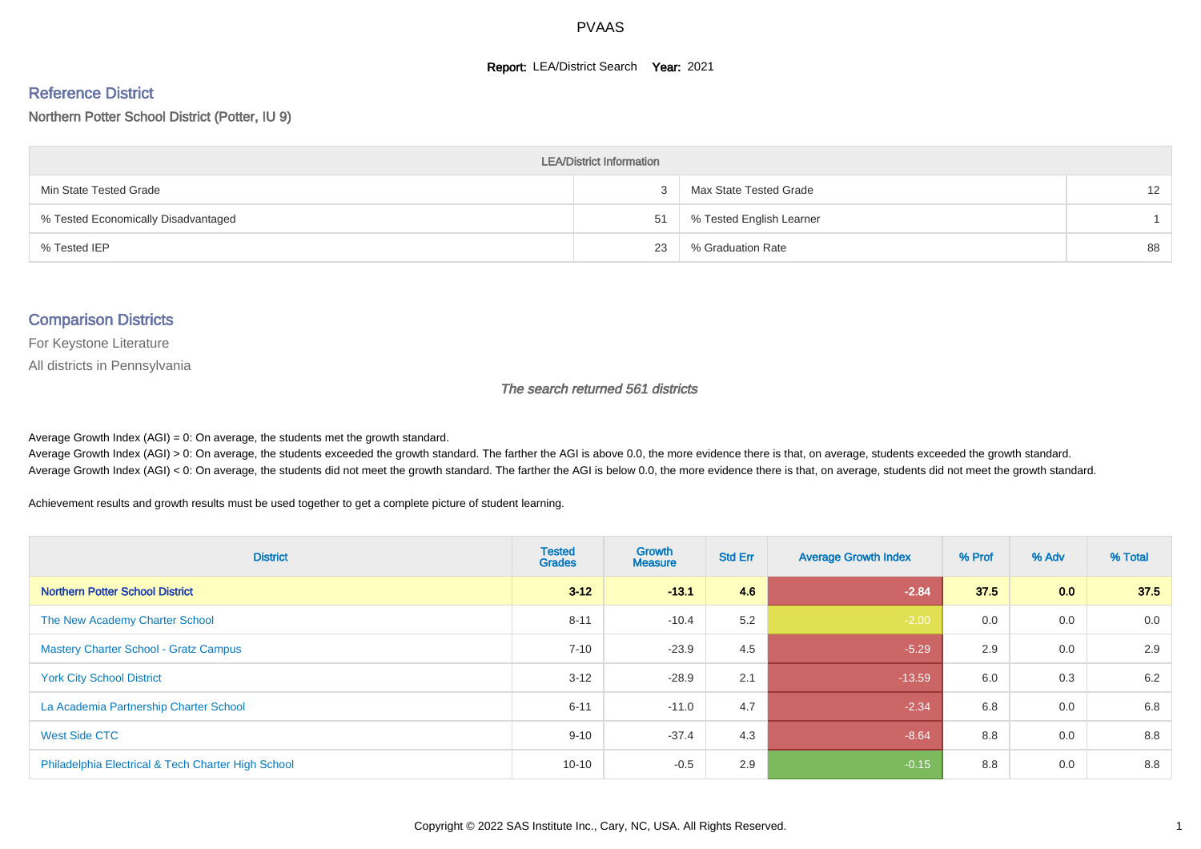# PVAAS

**Report:** LEA/District Search **Year:** 2021

## Reference District

Northern Potter School District (Potter, IU 9)

| LEA/District Information | | | |
|---|---|---|---|
| Min State Tested Grade | 3 | Max State Tested Grade | 12 |
| % Tested Economically Disadvantaged | 51 | % Tested English Learner | 1 |
| % Tested IEP | 23 | % Graduation Rate | 88 |

## Comparison Districts

For Keystone Literature

All districts in Pennsylvania

*The search returned 561 districts*

Average Growth Index (AGI) = 0: On average, the students met the growth standard.
Average Growth Index (AGI) > 0: On average, the students exceeded the growth standard. The farther the AGI is above 0.0, the more evidence there is that, on average, students exceeded the growth standard.
Average Growth Index (AGI) < 0: On average, the students did not meet the growth standard. The farther the AGI is below 0.0, the more evidence there is that, on average, students did not meet the growth standard.

Achievement results and growth results must be used together to get a complete picture of student learning.

| District | Tested Grades | Growth Measure | Std Err | Average Growth Index | % Prof | % Adv | % Total |
|---|---|---|---|---|---|---|---|
| **Northern Potter School District** | **3-12** | **-13.1** | **4.6** | **-2.84** | **37.5** | **0.0** | **37.5** |
| The New Academy Charter School | 8-11 | -10.4 | 5.2 | -2.00 | 0.0 | 0.0 | 0.0 |
| Mastery Charter School - Gratz Campus | 7-10 | -23.9 | 4.5 | -5.29 | 2.9 | 0.0 | 2.9 |
| York City School District | 3-12 | -28.9 | 2.1 | -13.59 | 6.0 | 0.3 | 6.2 |
| La Academia Partnership Charter School | 6-11 | -11.0 | 4.7 | -2.34 | 6.8 | 0.0 | 6.8 |
| West Side CTC | 9-10 | -37.4 | 4.3 | -8.64 | 8.8 | 0.0 | 8.8 |
| Philadelphia Electrical & Tech Charter High School | 10-10 | -0.5 | 2.9 | -0.15 | 8.8 | 0.0 | 8.8 |

Copyright © 2022 SAS Institute Inc., Cary, NC, USA. All Rights Reserved.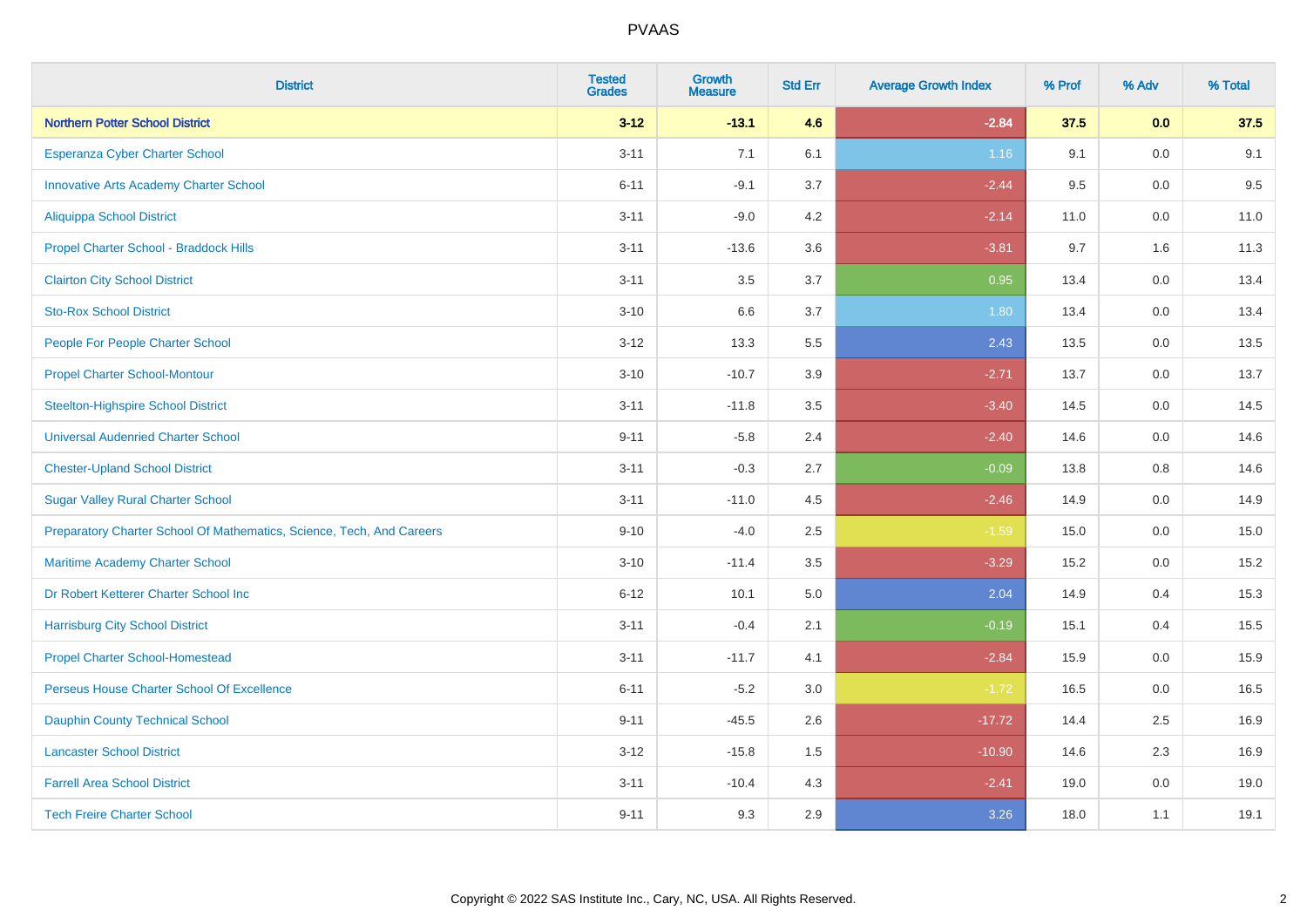# PVAAS

| District | Tested Grades | Growth Measure | Std Err | Average Growth Index | % Prof | % Adv | % Total |
|---|---|---|---|---|---|---|---|
| **Northern Potter School District** | **3-12** | **-13.1** | **4.6** | **-2.84** | **37.5** | **0.0** | **37.5** |
| Esperanza Cyber Charter School | 3-11 | 7.1 | 6.1 | 1.16 | 9.1 | 0.0 | 9.1 |
| Innovative Arts Academy Charter School | 6-11 | -9.1 | 3.7 | -2.44 | 9.5 | 0.0 | 9.5 |
| Aliquippa School District | 3-11 | -9.0 | 4.2 | -2.14 | 11.0 | 0.0 | 11.0 |
| Propel Charter School - Braddock Hills | 3-11 | -13.6 | 3.6 | -3.81 | 9.7 | 1.6 | 11.3 |
| Clairton City School District | 3-11 | 3.5 | 3.7 | 0.95 | 13.4 | 0.0 | 13.4 |
| Sto-Rox School District | 3-10 | 6.6 | 3.7 | 1.80 | 13.4 | 0.0 | 13.4 |
| People For People Charter School | 3-12 | 13.3 | 5.5 | 2.43 | 13.5 | 0.0 | 13.5 |
| Propel Charter School-Montour | 3-10 | -10.7 | 3.9 | -2.71 | 13.7 | 0.0 | 13.7 |
| Steelton-Highspire School District | 3-11 | -11.8 | 3.5 | -3.40 | 14.5 | 0.0 | 14.5 |
| Universal Audenried Charter School | 9-11 | -5.8 | 2.4 | -2.40 | 14.6 | 0.0 | 14.6 |
| Chester-Upland School District | 3-11 | -0.3 | 2.7 | -0.09 | 13.8 | 0.8 | 14.6 |
| Sugar Valley Rural Charter School | 3-11 | -11.0 | 4.5 | -2.46 | 14.9 | 0.0 | 14.9 |
| Preparatory Charter School Of Mathematics, Science, Tech, And Careers | 9-10 | -4.0 | 2.5 | -1.59 | 15.0 | 0.0 | 15.0 |
| Maritime Academy Charter School | 3-10 | -11.4 | 3.5 | -3.29 | 15.2 | 0.0 | 15.2 |
| Dr Robert Ketterer Charter School Inc | 6-12 | 10.1 | 5.0 | 2.04 | 14.9 | 0.4 | 15.3 |
| Harrisburg City School District | 3-11 | -0.4 | 2.1 | -0.19 | 15.1 | 0.4 | 15.5 |
| Propel Charter School-Homestead | 3-11 | -11.7 | 4.1 | -2.84 | 15.9 | 0.0 | 15.9 |
| Perseus House Charter School Of Excellence | 6-11 | -5.2 | 3.0 | -1.72 | 16.5 | 0.0 | 16.5 |
| Dauphin County Technical School | 9-11 | -45.5 | 2.6 | -17.72 | 14.4 | 2.5 | 16.9 |
| Lancaster School District | 3-12 | -15.8 | 1.5 | -10.90 | 14.6 | 2.3 | 16.9 |
| Farrell Area School District | 3-11 | -10.4 | 4.3 | -2.41 | 19.0 | 0.0 | 19.0 |
| Tech Freire Charter School | 9-11 | 9.3 | 2.9 | 3.26 | 18.0 | 1.1 | 19.1 |

Copyright © 2022 SAS Institute Inc., Cary, NC, USA. All Rights Reserved.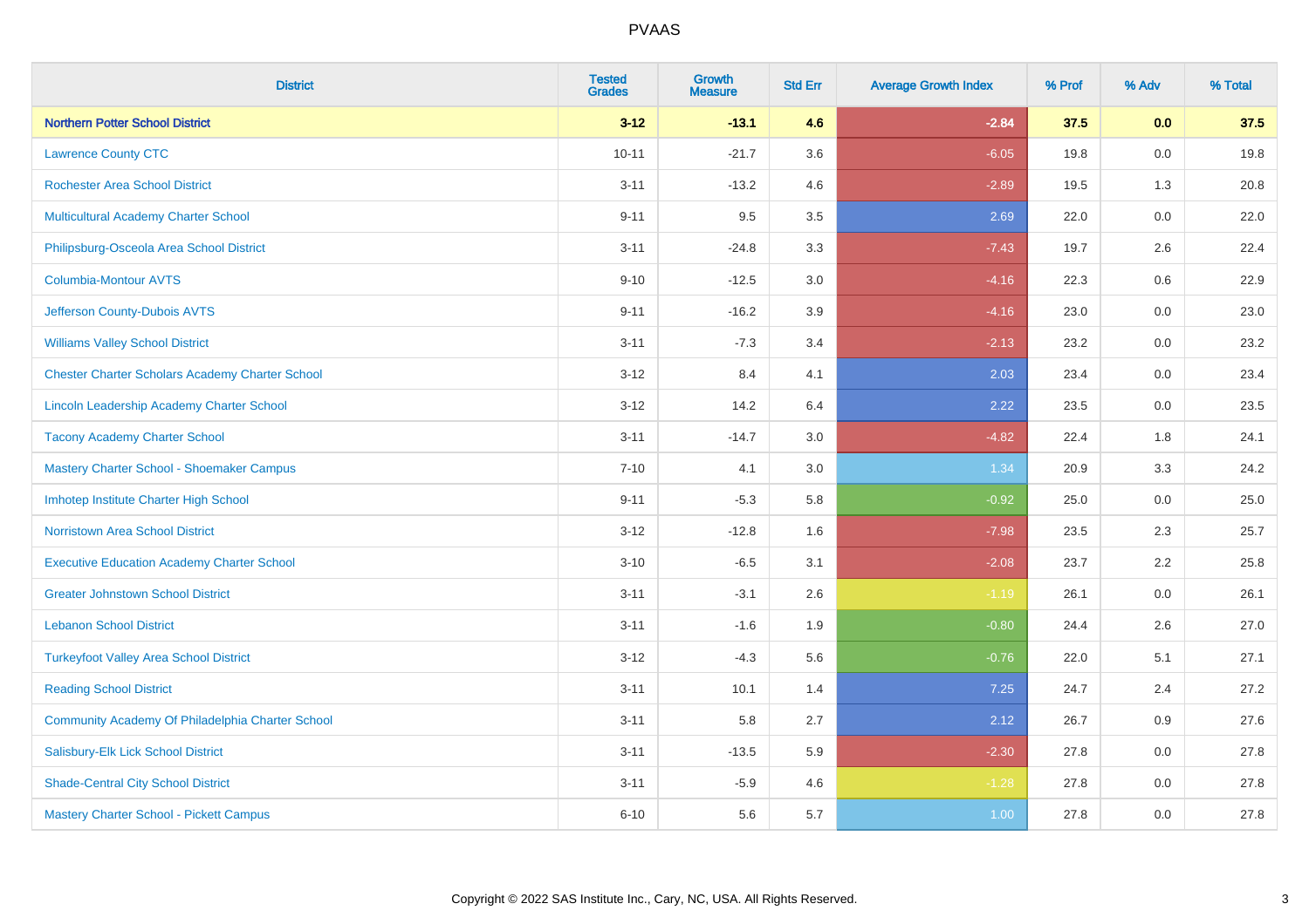# PVAAS

| District | Tested Grades | Growth Measure | Std Err | Average Growth Index | % Prof | % Adv | % Total |
|---|---|---|---|---|---|---|---|
| **Northern Potter School District** | **3-12** | **-13.1** | **4.6** | **-2.84** | **37.5** | **0.0** | **37.5** |
| Lawrence County CTC | 10-11 | -21.7 | 3.6 | -6.05 | 19.8 | 0.0 | 19.8 |
| Rochester Area School District | 3-11 | -13.2 | 4.6 | -2.89 | 19.5 | 1.3 | 20.8 |
| Multicultural Academy Charter School | 9-11 | 9.5 | 3.5 | 2.69 | 22.0 | 0.0 | 22.0 |
| Philipsburg-Osceola Area School District | 3-11 | -24.8 | 3.3 | -7.43 | 19.7 | 2.6 | 22.4 |
| Columbia-Montour AVTS | 9-10 | -12.5 | 3.0 | -4.16 | 22.3 | 0.6 | 22.9 |
| Jefferson County-Dubois AVTS | 9-11 | -16.2 | 3.9 | -4.16 | 23.0 | 0.0 | 23.0 |
| Williams Valley School District | 3-11 | -7.3 | 3.4 | -2.13 | 23.2 | 0.0 | 23.2 |
| Chester Charter Scholars Academy Charter School | 3-12 | 8.4 | 4.1 | 2.03 | 23.4 | 0.0 | 23.4 |
| Lincoln Leadership Academy Charter School | 3-12 | 14.2 | 6.4 | 2.22 | 23.5 | 0.0 | 23.5 |
| Tacony Academy Charter School | 3-11 | -14.7 | 3.0 | -4.82 | 22.4 | 1.8 | 24.1 |
| Mastery Charter School - Shoemaker Campus | 7-10 | 4.1 | 3.0 | 1.34 | 20.9 | 3.3 | 24.2 |
| Imhotep Institute Charter High School | 9-11 | -5.3 | 5.8 | -0.92 | 25.0 | 0.0 | 25.0 |
| Norristown Area School District | 3-12 | -12.8 | 1.6 | -7.98 | 23.5 | 2.3 | 25.7 |
| Executive Education Academy Charter School | 3-10 | -6.5 | 3.1 | -2.08 | 23.7 | 2.2 | 25.8 |
| Greater Johnstown School District | 3-11 | -3.1 | 2.6 | -1.19 | 26.1 | 0.0 | 26.1 |
| Lebanon School District | 3-11 | -1.6 | 1.9 | -0.80 | 24.4 | 2.6 | 27.0 |
| Turkeyfoot Valley Area School District | 3-12 | -4.3 | 5.6 | -0.76 | 22.0 | 5.1 | 27.1 |
| Reading School District | 3-11 | 10.1 | 1.4 | 7.25 | 24.7 | 2.4 | 27.2 |
| Community Academy Of Philadelphia Charter School | 3-11 | 5.8 | 2.7 | 2.12 | 26.7 | 0.9 | 27.6 |
| Salisbury-Elk Lick School District | 3-11 | -13.5 | 5.9 | -2.30 | 27.8 | 0.0 | 27.8 |
| Shade-Central City School District | 3-11 | -5.9 | 4.6 | -1.28 | 27.8 | 0.0 | 27.8 |
| Mastery Charter School - Pickett Campus | 6-10 | 5.6 | 5.7 | 1.00 | 27.8 | 0.0 | 27.8 |

Copyright © 2022 SAS Institute Inc., Cary, NC, USA. All Rights Reserved.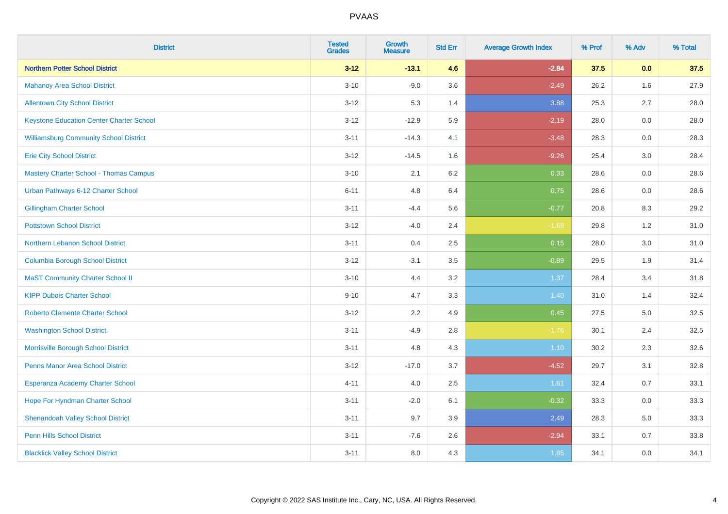| District | Tested Grades | Growth Measure | Std Err | Average Growth Index | % Prof | % Adv | % Total |
|---|---|---|---|---|---|---|---|
| **Northern Potter School District** | **3-12** | **-13.1** | **4.6** | **-2.84** | **37.5** | **0.0** | **37.5** |
| Mahanoy Area School District | 3-10 | -9.0 | 3.6 | -2.49 | 26.2 | 1.6 | 27.9 |
| Allentown City School District | 3-12 | 5.3 | 1.4 | 3.88 | 25.3 | 2.7 | 28.0 |
| Keystone Education Center Charter School | 3-12 | -12.9 | 5.9 | -2.19 | 28.0 | 0.0 | 28.0 |
| Williamsburg Community School District | 3-11 | -14.3 | 4.1 | -3.48 | 28.3 | 0.0 | 28.3 |
| Erie City School District | 3-12 | -14.5 | 1.6 | -9.26 | 25.4 | 3.0 | 28.4 |
| Mastery Charter School - Thomas Campus | 3-10 | 2.1 | 6.2 | 0.33 | 28.6 | 0.0 | 28.6 |
| Urban Pathways 6-12 Charter School | 6-11 | 4.8 | 6.4 | 0.75 | 28.6 | 0.0 | 28.6 |
| Gillingham Charter School | 3-11 | -4.4 | 5.6 | -0.77 | 20.8 | 8.3 | 29.2 |
| Pottstown School District | 3-12 | -4.0 | 2.4 | -1.68 | 29.8 | 1.2 | 31.0 |
| Northern Lebanon School District | 3-11 | 0.4 | 2.5 | 0.15 | 28.0 | 3.0 | 31.0 |
| Columbia Borough School District | 3-12 | -3.1 | 3.5 | -0.89 | 29.5 | 1.9 | 31.4 |
| MaST Community Charter School II | 3-10 | 4.4 | 3.2 | 1.37 | 28.4 | 3.4 | 31.8 |
| KIPP Dubois Charter School | 9-10 | 4.7 | 3.3 | 1.40 | 31.0 | 1.4 | 32.4 |
| Roberto Clemente Charter School | 3-12 | 2.2 | 4.9 | 0.45 | 27.5 | 5.0 | 32.5 |
| Washington School District | 3-11 | -4.9 | 2.8 | -1.76 | 30.1 | 2.4 | 32.5 |
| Morrisville Borough School District | 3-11 | 4.8 | 4.3 | 1.10 | 30.2 | 2.3 | 32.6 |
| Penns Manor Area School District | 3-12 | -17.0 | 3.7 | -4.52 | 29.7 | 3.1 | 32.8 |
| Esperanza Academy Charter School | 4-11 | 4.0 | 2.5 | 1.61 | 32.4 | 0.7 | 33.1 |
| Hope For Hyndman Charter School | 3-11 | -2.0 | 6.1 | -0.32 | 33.3 | 0.0 | 33.3 |
| Shenandoah Valley School District | 3-11 | 9.7 | 3.9 | 2.49 | 28.3 | 5.0 | 33.3 |
| Penn Hills School District | 3-11 | -7.6 | 2.6 | -2.94 | 33.1 | 0.7 | 33.8 |
| Blacklick Valley School District | 3-11 | 8.0 | 4.3 | 1.85 | 34.1 | 0.0 | 34.1 |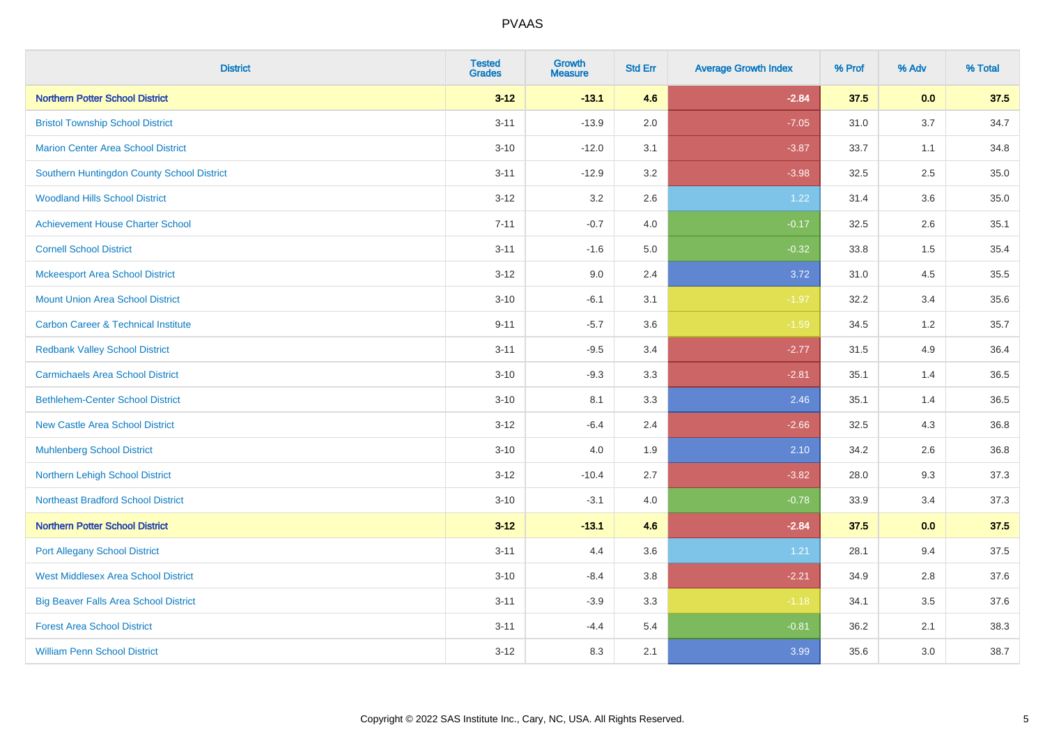| District | Tested Grades | Growth Measure | Std Err | Average Growth Index | % Prof | % Adv | % Total |
|---|---|---|---|---|---|---|---|
| **Northern Potter School District** | **3-12** | **-13.1** | **4.6** | **-2.84** | **37.5** | **0.0** | **37.5** |
| Bristol Township School District | 3-11 | -13.9 | 2.0 | -7.05 | 31.0 | 3.7 | 34.7 |
| Marion Center Area School District | 3-10 | -12.0 | 3.1 | -3.87 | 33.7 | 1.1 | 34.8 |
| Southern Huntingdon County School District | 3-11 | -12.9 | 3.2 | -3.98 | 32.5 | 2.5 | 35.0 |
| Woodland Hills School District | 3-12 | 3.2 | 2.6 | 1.22 | 31.4 | 3.6 | 35.0 |
| Achievement House Charter School | 7-11 | -0.7 | 4.0 | -0.17 | 32.5 | 2.6 | 35.1 |
| Cornell School District | 3-11 | -1.6 | 5.0 | -0.32 | 33.8 | 1.5 | 35.4 |
| Mckeesport Area School District | 3-12 | 9.0 | 2.4 | 3.72 | 31.0 | 4.5 | 35.5 |
| Mount Union Area School District | 3-10 | -6.1 | 3.1 | -1.97 | 32.2 | 3.4 | 35.6 |
| Carbon Career & Technical Institute | 9-11 | -5.7 | 3.6 | -1.59 | 34.5 | 1.2 | 35.7 |
| Redbank Valley School District | 3-11 | -9.5 | 3.4 | -2.77 | 31.5 | 4.9 | 36.4 |
| Carmichaels Area School District | 3-10 | -9.3 | 3.3 | -2.81 | 35.1 | 1.4 | 36.5 |
| Bethlehem-Center School District | 3-10 | 8.1 | 3.3 | 2.46 | 35.1 | 1.4 | 36.5 |
| New Castle Area School District | 3-12 | -6.4 | 2.4 | -2.66 | 32.5 | 4.3 | 36.8 |
| Muhlenberg School District | 3-10 | 4.0 | 1.9 | 2.10 | 34.2 | 2.6 | 36.8 |
| Northern Lehigh School District | 3-12 | -10.4 | 2.7 | -3.82 | 28.0 | 9.3 | 37.3 |
| Northeast Bradford School District | 3-10 | -3.1 | 4.0 | -0.78 | 33.9 | 3.4 | 37.3 |
| **Northern Potter School District** | **3-12** | **-13.1** | **4.6** | **-2.84** | **37.5** | **0.0** | **37.5** |
| Port Allegany School District | 3-11 | 4.4 | 3.6 | 1.21 | 28.1 | 9.4 | 37.5 |
| West Middlesex Area School District | 3-10 | -8.4 | 3.8 | -2.21 | 34.9 | 2.8 | 37.6 |
| Big Beaver Falls Area School District | 3-11 | -3.9 | 3.3 | -1.18 | 34.1 | 3.5 | 37.6 |
| Forest Area School District | 3-11 | -4.4 | 5.4 | -0.81 | 36.2 | 2.1 | 38.3 |
| William Penn School District | 3-12 | 8.3 | 2.1 | 3.99 | 35.6 | 3.0 | 38.7 |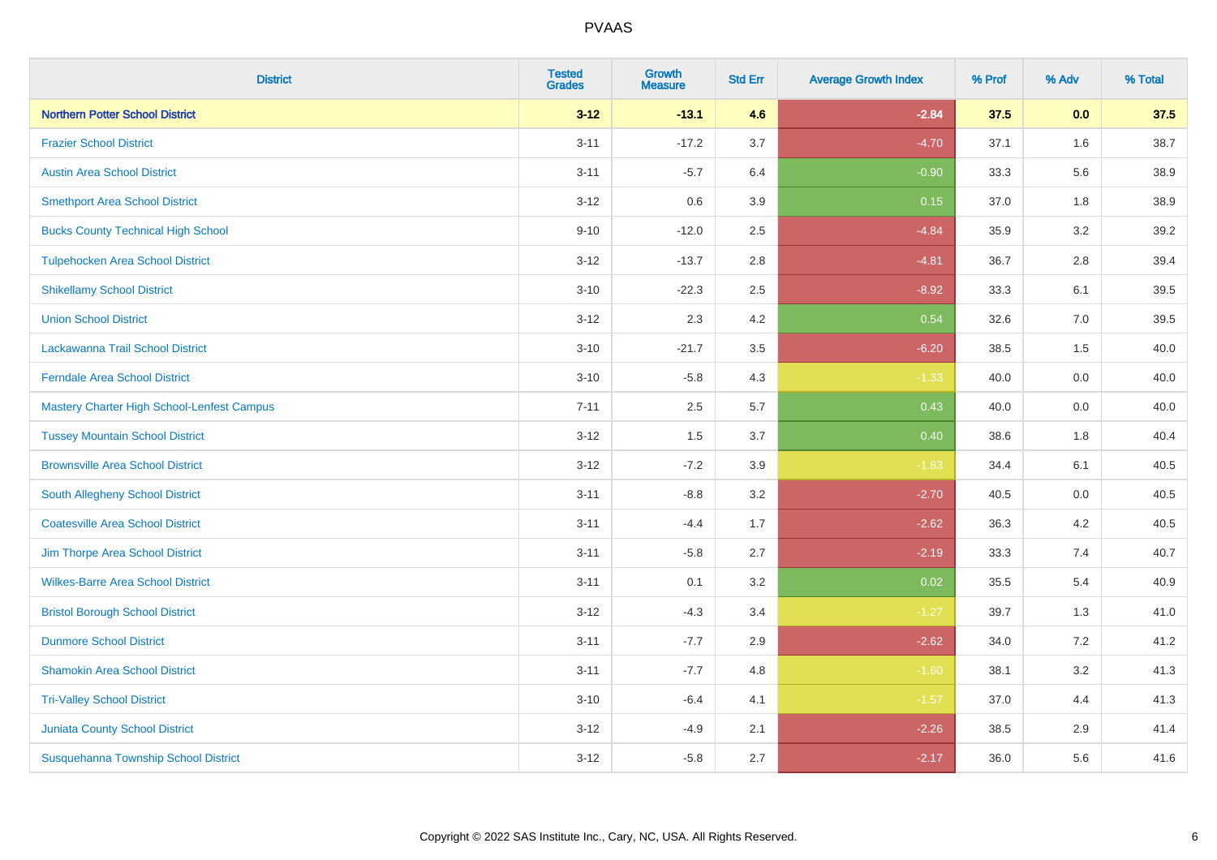| District | Tested Grades | Growth Measure | Std Err | Average Growth Index | % Prof | % Adv | % Total |
|---|---|---|---|---|---|---|---|
| **Northern Potter School District** | **3-12** | **-13.1** | **4.6** | **-2.84** | **37.5** | **0.0** | **37.5** |
| Frazier School District | 3-11 | -17.2 | 3.7 | -4.70 | 37.1 | 1.6 | 38.7 |
| Austin Area School District | 3-11 | -5.7 | 6.4 | -0.90 | 33.3 | 5.6 | 38.9 |
| Smethport Area School District | 3-12 | 0.6 | 3.9 | 0.15 | 37.0 | 1.8 | 38.9 |
| Bucks County Technical High School | 9-10 | -12.0 | 2.5 | -4.84 | 35.9 | 3.2 | 39.2 |
| Tulpehocken Area School District | 3-12 | -13.7 | 2.8 | -4.81 | 36.7 | 2.8 | 39.4 |
| Shikellamy School District | 3-10 | -22.3 | 2.5 | -8.92 | 33.3 | 6.1 | 39.5 |
| Union School District | 3-12 | 2.3 | 4.2 | 0.54 | 32.6 | 7.0 | 39.5 |
| Lackawanna Trail School District | 3-10 | -21.7 | 3.5 | -6.20 | 38.5 | 1.5 | 40.0 |
| Ferndale Area School District | 3-10 | -5.8 | 4.3 | -1.33 | 40.0 | 0.0 | 40.0 |
| Mastery Charter High School-Lenfest Campus | 7-11 | 2.5 | 5.7 | 0.43 | 40.0 | 0.0 | 40.0 |
| Tussey Mountain School District | 3-12 | 1.5 | 3.7 | 0.40 | 38.6 | 1.8 | 40.4 |
| Brownsville Area School District | 3-12 | -7.2 | 3.9 | -1.83 | 34.4 | 6.1 | 40.5 |
| South Allegheny School District | 3-11 | -8.8 | 3.2 | -2.70 | 40.5 | 0.0 | 40.5 |
| Coatesville Area School District | 3-11 | -4.4 | 1.7 | -2.62 | 36.3 | 4.2 | 40.5 |
| Jim Thorpe Area School District | 3-11 | -5.8 | 2.7 | -2.19 | 33.3 | 7.4 | 40.7 |
| Wilkes-Barre Area School District | 3-11 | 0.1 | 3.2 | 0.02 | 35.5 | 5.4 | 40.9 |
| Bristol Borough School District | 3-12 | -4.3 | 3.4 | -1.27 | 39.7 | 1.3 | 41.0 |
| Dunmore School District | 3-11 | -7.7 | 2.9 | -2.62 | 34.0 | 7.2 | 41.2 |
| Shamokin Area School District | 3-11 | -7.7 | 4.8 | -1.60 | 38.1 | 3.2 | 41.3 |
| Tri-Valley School District | 3-10 | -6.4 | 4.1 | -1.57 | 37.0 | 4.4 | 41.3 |
| Juniata County School District | 3-12 | -4.9 | 2.1 | -2.26 | 38.5 | 2.9 | 41.4 |
| Susquehanna Township School District | 3-12 | -5.8 | 2.7 | -2.17 | 36.0 | 5.6 | 41.6 |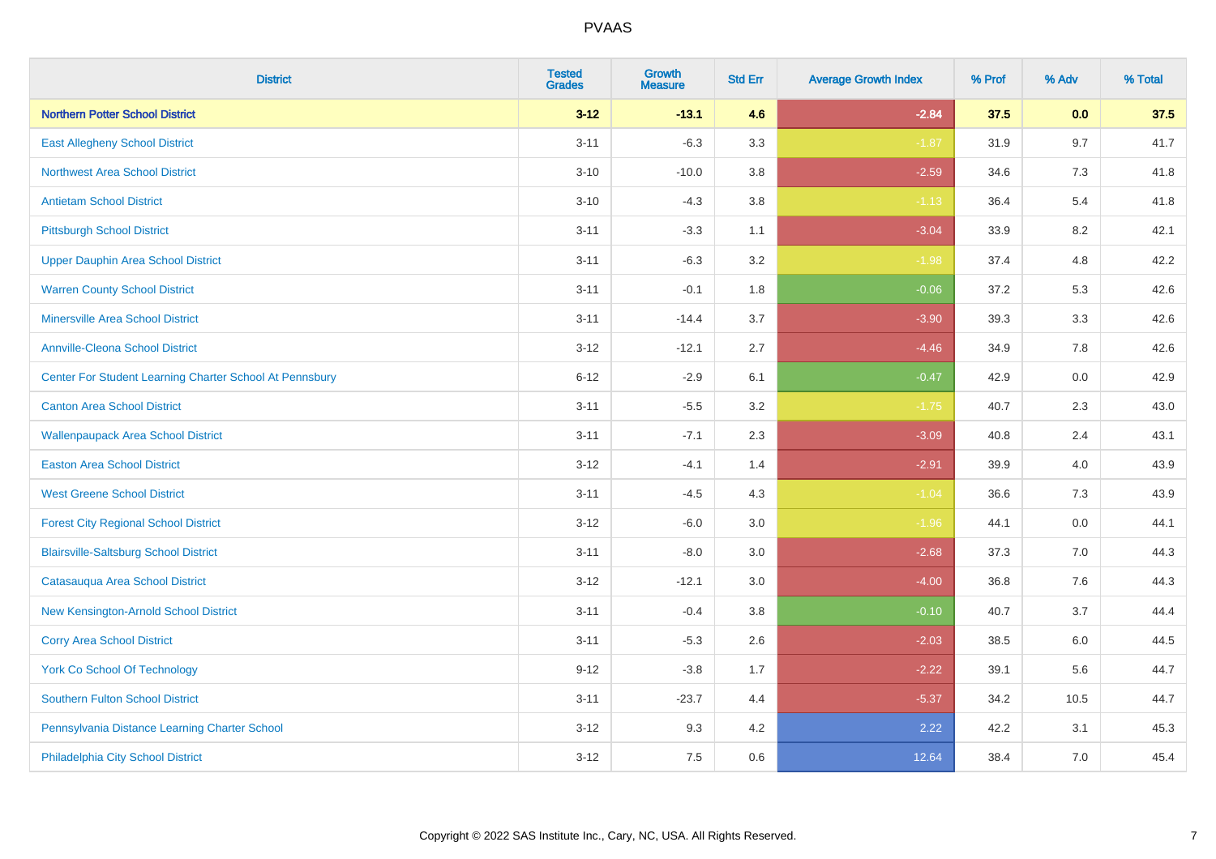# PVAAS

| District | Tested Grades | Growth Measure | Std Err | Average Growth Index | % Prof | % Adv | % Total |
|---|---|---|---|---|---|---|---|
| **Northern Potter School District** | **3-12** | **-13.1** | **4.6** | **-2.84** | **37.5** | **0.0** | **37.5** |
| East Allegheny School District | 3-11 | -6.3 | 3.3 | -1.87 | 31.9 | 9.7 | 41.7 |
| Northwest Area School District | 3-10 | -10.0 | 3.8 | -2.59 | 34.6 | 7.3 | 41.8 |
| Antietam School District | 3-10 | -4.3 | 3.8 | -1.13 | 36.4 | 5.4 | 41.8 |
| Pittsburgh School District | 3-11 | -3.3 | 1.1 | -3.04 | 33.9 | 8.2 | 42.1 |
| Upper Dauphin Area School District | 3-11 | -6.3 | 3.2 | -1.98 | 37.4 | 4.8 | 42.2 |
| Warren County School District | 3-11 | -0.1 | 1.8 | -0.06 | 37.2 | 5.3 | 42.6 |
| Minersville Area School District | 3-11 | -14.4 | 3.7 | -3.90 | 39.3 | 3.3 | 42.6 |
| Annville-Cleona School District | 3-12 | -12.1 | 2.7 | -4.46 | 34.9 | 7.8 | 42.6 |
| Center For Student Learning Charter School At Pennsbury | 6-12 | -2.9 | 6.1 | -0.47 | 42.9 | 0.0 | 42.9 |
| Canton Area School District | 3-11 | -5.5 | 3.2 | -1.75 | 40.7 | 2.3 | 43.0 |
| Wallenpaupack Area School District | 3-11 | -7.1 | 2.3 | -3.09 | 40.8 | 2.4 | 43.1 |
| Easton Area School District | 3-12 | -4.1 | 1.4 | -2.91 | 39.9 | 4.0 | 43.9 |
| West Greene School District | 3-11 | -4.5 | 4.3 | -1.04 | 36.6 | 7.3 | 43.9 |
| Forest City Regional School District | 3-12 | -6.0 | 3.0 | -1.96 | 44.1 | 0.0 | 44.1 |
| Blairsville-Saltsburg School District | 3-11 | -8.0 | 3.0 | -2.68 | 37.3 | 7.0 | 44.3 |
| Catasauqua Area School District | 3-12 | -12.1 | 3.0 | -4.00 | 36.8 | 7.6 | 44.3 |
| New Kensington-Arnold School District | 3-11 | -0.4 | 3.8 | -0.10 | 40.7 | 3.7 | 44.4 |
| Corry Area School District | 3-11 | -5.3 | 2.6 | -2.03 | 38.5 | 6.0 | 44.5 |
| York Co School Of Technology | 9-12 | -3.8 | 1.7 | -2.22 | 39.1 | 5.6 | 44.7 |
| Southern Fulton School District | 3-11 | -23.7 | 4.4 | -5.37 | 34.2 | 10.5 | 44.7 |
| Pennsylvania Distance Learning Charter School | 3-12 | 9.3 | 4.2 | 2.22 | 42.2 | 3.1 | 45.3 |
| Philadelphia City School District | 3-12 | 7.5 | 0.6 | 12.64 | 38.4 | 7.0 | 45.4 |

Copyright © 2022 SAS Institute Inc., Cary, NC, USA. All Rights Reserved.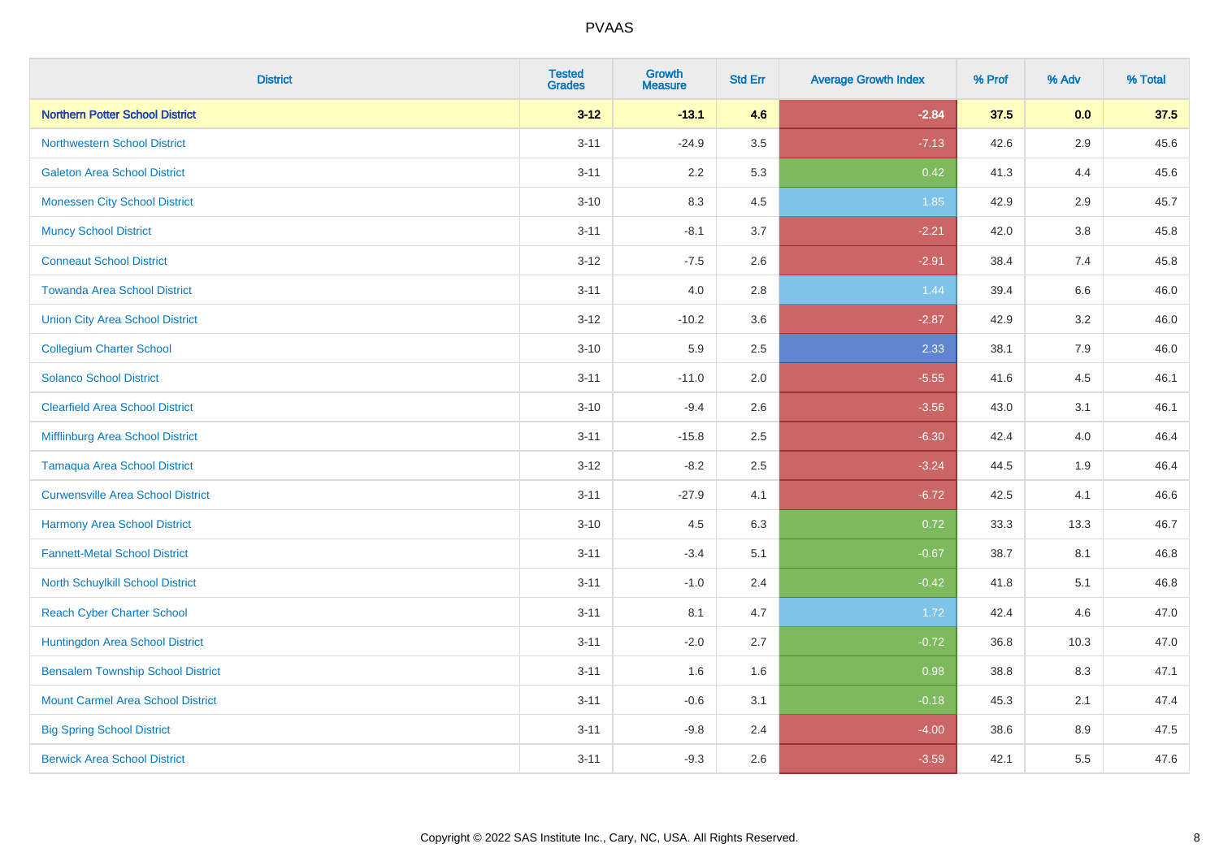# PVAAS

| District | Tested Grades | Growth Measure | Std Err | Average Growth Index | % Prof | % Adv | % Total |
|---|---|---|---|---|---|---|---|
| **Northern Potter School District** | **3-12** | **-13.1** | **4.6** | **-2.84** | **37.5** | **0.0** | **37.5** |
| Northwestern School District | 3-11 | -24.9 | 3.5 | -7.13 | 42.6 | 2.9 | 45.6 |
| Galeton Area School District | 3-11 | 2.2 | 5.3 | 0.42 | 41.3 | 4.4 | 45.6 |
| Monessen City School District | 3-10 | 8.3 | 4.5 | 1.85 | 42.9 | 2.9 | 45.7 |
| Muncy School District | 3-11 | -8.1 | 3.7 | -2.21 | 42.0 | 3.8 | 45.8 |
| Conneaut School District | 3-12 | -7.5 | 2.6 | -2.91 | 38.4 | 7.4 | 45.8 |
| Towanda Area School District | 3-11 | 4.0 | 2.8 | 1.44 | 39.4 | 6.6 | 46.0 |
| Union City Area School District | 3-12 | -10.2 | 3.6 | -2.87 | 42.9 | 3.2 | 46.0 |
| Collegium Charter School | 3-10 | 5.9 | 2.5 | 2.33 | 38.1 | 7.9 | 46.0 |
| Solanco School District | 3-11 | -11.0 | 2.0 | -5.55 | 41.6 | 4.5 | 46.1 |
| Clearfield Area School District | 3-10 | -9.4 | 2.6 | -3.56 | 43.0 | 3.1 | 46.1 |
| Mifflinburg Area School District | 3-11 | -15.8 | 2.5 | -6.30 | 42.4 | 4.0 | 46.4 |
| Tamaqua Area School District | 3-12 | -8.2 | 2.5 | -3.24 | 44.5 | 1.9 | 46.4 |
| Curwensville Area School District | 3-11 | -27.9 | 4.1 | -6.72 | 42.5 | 4.1 | 46.6 |
| Harmony Area School District | 3-10 | 4.5 | 6.3 | 0.72 | 33.3 | 13.3 | 46.7 |
| Fannett-Metal School District | 3-11 | -3.4 | 5.1 | -0.67 | 38.7 | 8.1 | 46.8 |
| North Schuylkill School District | 3-11 | -1.0 | 2.4 | -0.42 | 41.8 | 5.1 | 46.8 |
| Reach Cyber Charter School | 3-11 | 8.1 | 4.7 | 1.72 | 42.4 | 4.6 | 47.0 |
| Huntingdon Area School District | 3-11 | -2.0 | 2.7 | -0.72 | 36.8 | 10.3 | 47.0 |
| Bensalem Township School District | 3-11 | 1.6 | 1.6 | 0.98 | 38.8 | 8.3 | 47.1 |
| Mount Carmel Area School District | 3-11 | -0.6 | 3.1 | -0.18 | 45.3 | 2.1 | 47.4 |
| Big Spring School District | 3-11 | -9.8 | 2.4 | -4.00 | 38.6 | 8.9 | 47.5 |
| Berwick Area School District | 3-11 | -9.3 | 2.6 | -3.59 | 42.1 | 5.5 | 47.6 |

Copyright © 2022 SAS Institute Inc., Cary, NC, USA. All Rights Reserved.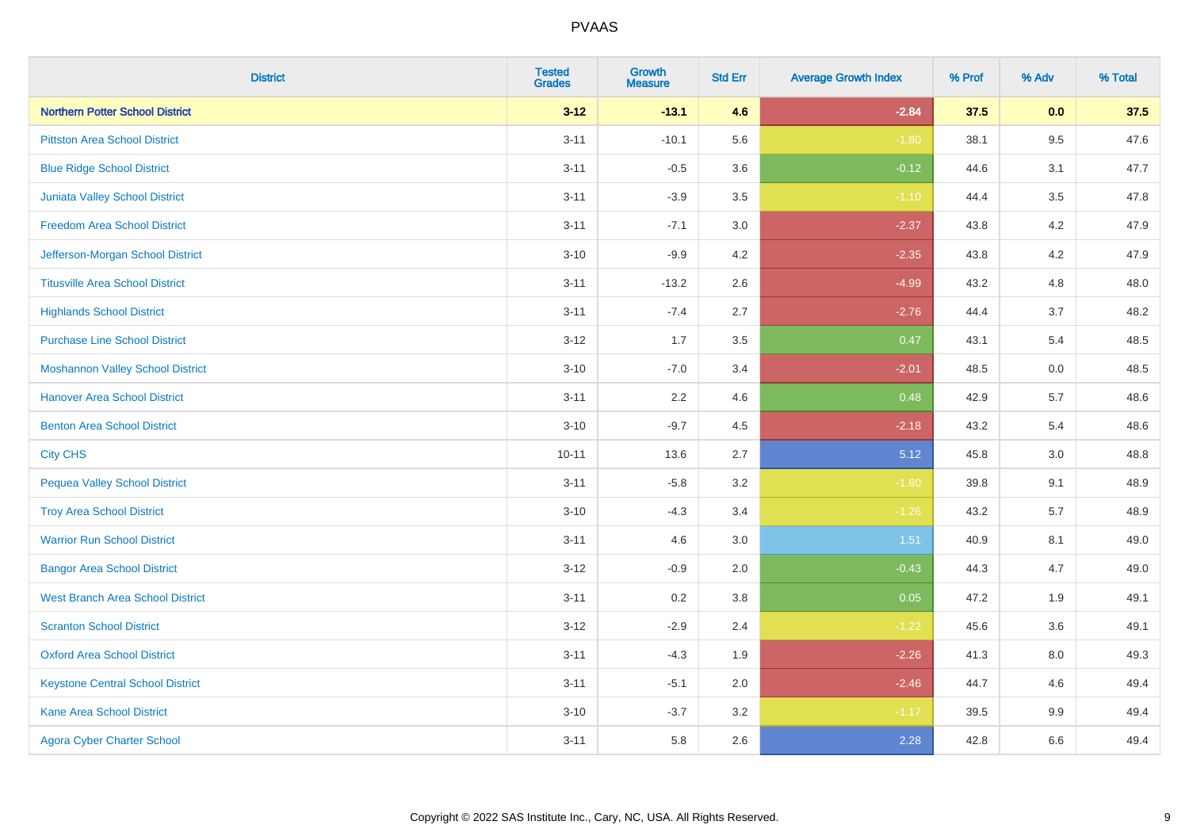# PVAAS

| District | Tested Grades | Growth Measure | Std Err | Average Growth Index | % Prof | % Adv | % Total |
|---|---|---|---|---|---|---|---|
| **Northern Potter School District** | **3-12** | **-13.1** | **4.6** | **-2.84** | **37.5** | **0.0** | **37.5** |
| Pittston Area School District | 3-11 | -10.1 | 5.6 | -1.80 | 38.1 | 9.5 | 47.6 |
| Blue Ridge School District | 3-11 | -0.5 | 3.6 | -0.12 | 44.6 | 3.1 | 47.7 |
| Juniata Valley School District | 3-11 | -3.9 | 3.5 | -1.10 | 44.4 | 3.5 | 47.8 |
| Freedom Area School District | 3-11 | -7.1 | 3.0 | -2.37 | 43.8 | 4.2 | 47.9 |
| Jefferson-Morgan School District | 3-10 | -9.9 | 4.2 | -2.35 | 43.8 | 4.2 | 47.9 |
| Titusville Area School District | 3-11 | -13.2 | 2.6 | -4.99 | 43.2 | 4.8 | 48.0 |
| Highlands School District | 3-11 | -7.4 | 2.7 | -2.76 | 44.4 | 3.7 | 48.2 |
| Purchase Line School District | 3-12 | 1.7 | 3.5 | 0.47 | 43.1 | 5.4 | 48.5 |
| Moshannon Valley School District | 3-10 | -7.0 | 3.4 | -2.01 | 48.5 | 0.0 | 48.5 |
| Hanover Area School District | 3-11 | 2.2 | 4.6 | 0.48 | 42.9 | 5.7 | 48.6 |
| Benton Area School District | 3-10 | -9.7 | 4.5 | -2.18 | 43.2 | 5.4 | 48.6 |
| City CHS | 10-11 | 13.6 | 2.7 | 5.12 | 45.8 | 3.0 | 48.8 |
| Pequea Valley School District | 3-11 | -5.8 | 3.2 | -1.80 | 39.8 | 9.1 | 48.9 |
| Troy Area School District | 3-10 | -4.3 | 3.4 | -1.26 | 43.2 | 5.7 | 48.9 |
| Warrior Run School District | 3-11 | 4.6 | 3.0 | 1.51 | 40.9 | 8.1 | 49.0 |
| Bangor Area School District | 3-12 | -0.9 | 2.0 | -0.43 | 44.3 | 4.7 | 49.0 |
| West Branch Area School District | 3-11 | 0.2 | 3.8 | 0.05 | 47.2 | 1.9 | 49.1 |
| Scranton School District | 3-12 | -2.9 | 2.4 | -1.22 | 45.6 | 3.6 | 49.1 |
| Oxford Area School District | 3-11 | -4.3 | 1.9 | -2.26 | 41.3 | 8.0 | 49.3 |
| Keystone Central School District | 3-11 | -5.1 | 2.0 | -2.46 | 44.7 | 4.6 | 49.4 |
| Kane Area School District | 3-10 | -3.7 | 3.2 | -1.17 | 39.5 | 9.9 | 49.4 |
| Agora Cyber Charter School | 3-11 | 5.8 | 2.6 | 2.28 | 42.8 | 6.6 | 49.4 |

Copyright © 2022 SAS Institute Inc., Cary, NC, USA. All Rights Reserved.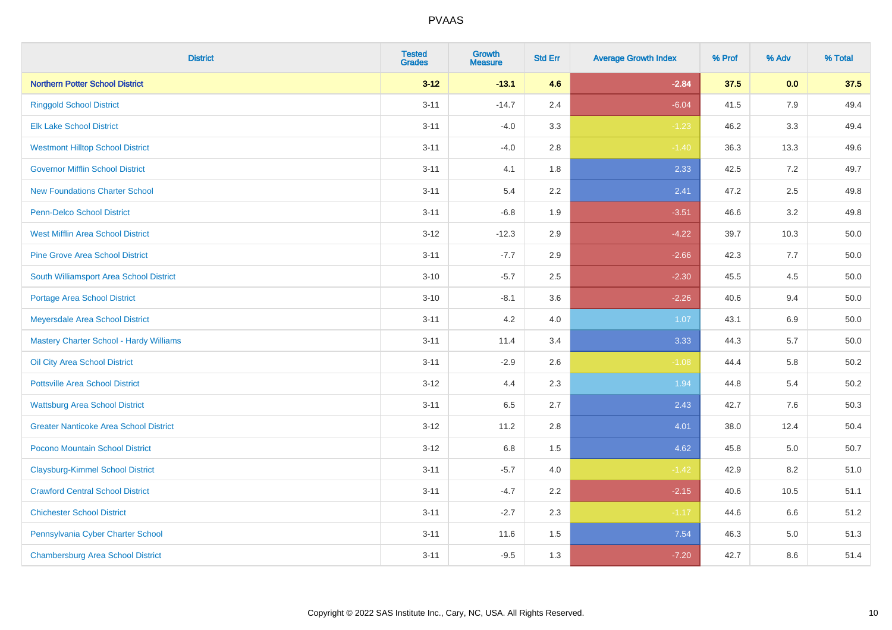# PVAAS

| District | Tested Grades | Growth Measure | Std Err | Average Growth Index | % Prof | % Adv | % Total |
|---|---|---|---|---|---|---|---|
| **Northern Potter School District** | **3-12** | **-13.1** | **4.6** | **-2.84** | **37.5** | **0.0** | **37.5** |
| Ringgold School District | 3-11 | -14.7 | 2.4 | -6.04 | 41.5 | 7.9 | 49.4 |
| Elk Lake School District | 3-11 | -4.0 | 3.3 | -1.23 | 46.2 | 3.3 | 49.4 |
| Westmont Hilltop School District | 3-11 | -4.0 | 2.8 | -1.40 | 36.3 | 13.3 | 49.6 |
| Governor Mifflin School District | 3-11 | 4.1 | 1.8 | 2.33 | 42.5 | 7.2 | 49.7 |
| New Foundations Charter School | 3-11 | 5.4 | 2.2 | 2.41 | 47.2 | 2.5 | 49.8 |
| Penn-Delco School District | 3-11 | -6.8 | 1.9 | -3.51 | 46.6 | 3.2 | 49.8 |
| West Mifflin Area School District | 3-12 | -12.3 | 2.9 | -4.22 | 39.7 | 10.3 | 50.0 |
| Pine Grove Area School District | 3-11 | -7.7 | 2.9 | -2.66 | 42.3 | 7.7 | 50.0 |
| South Williamsport Area School District | 3-10 | -5.7 | 2.5 | -2.30 | 45.5 | 4.5 | 50.0 |
| Portage Area School District | 3-10 | -8.1 | 3.6 | -2.26 | 40.6 | 9.4 | 50.0 |
| Meyersdale Area School District | 3-11 | 4.2 | 4.0 | 1.07 | 43.1 | 6.9 | 50.0 |
| Mastery Charter School - Hardy Williams | 3-11 | 11.4 | 3.4 | 3.33 | 44.3 | 5.7 | 50.0 |
| Oil City Area School District | 3-11 | -2.9 | 2.6 | -1.08 | 44.4 | 5.8 | 50.2 |
| Pottsville Area School District | 3-12 | 4.4 | 2.3 | 1.94 | 44.8 | 5.4 | 50.2 |
| Wattsburg Area School District | 3-11 | 6.5 | 2.7 | 2.43 | 42.7 | 7.6 | 50.3 |
| Greater Nanticoke Area School District | 3-12 | 11.2 | 2.8 | 4.01 | 38.0 | 12.4 | 50.4 |
| Pocono Mountain School District | 3-12 | 6.8 | 1.5 | 4.62 | 45.8 | 5.0 | 50.7 |
| Claysburg-Kimmel School District | 3-11 | -5.7 | 4.0 | -1.42 | 42.9 | 8.2 | 51.0 |
| Crawford Central School District | 3-11 | -4.7 | 2.2 | -2.15 | 40.6 | 10.5 | 51.1 |
| Chichester School District | 3-11 | -2.7 | 2.3 | -1.17 | 44.6 | 6.6 | 51.2 |
| Pennsylvania Cyber Charter School | 3-11 | 11.6 | 1.5 | 7.54 | 46.3 | 5.0 | 51.3 |
| Chambersburg Area School District | 3-11 | -9.5 | 1.3 | -7.20 | 42.7 | 8.6 | 51.4 |

Copyright © 2022 SAS Institute Inc., Cary, NC, USA. All Rights Reserved.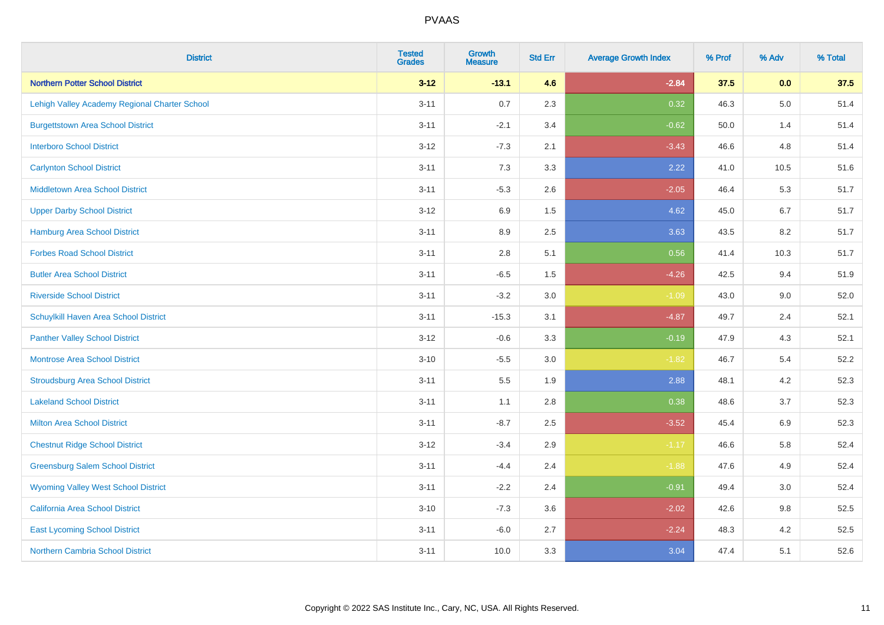| District | Tested Grades | Growth Measure | Std Err | Average Growth Index | % Prof | % Adv | % Total |
|---|---|---|---|---|---|---|---|
| **Northern Potter School District** | **3-12** | **-13.1** | **4.6** | **-2.84** | **37.5** | **0.0** | **37.5** |
| Lehigh Valley Academy Regional Charter School | 3-11 | 0.7 | 2.3 | 0.32 | 46.3 | 5.0 | 51.4 |
| Burgettstown Area School District | 3-11 | -2.1 | 3.4 | -0.62 | 50.0 | 1.4 | 51.4 |
| Interboro School District | 3-12 | -7.3 | 2.1 | -3.43 | 46.6 | 4.8 | 51.4 |
| Carlynton School District | 3-11 | 7.3 | 3.3 | 2.22 | 41.0 | 10.5 | 51.6 |
| Middletown Area School District | 3-11 | -5.3 | 2.6 | -2.05 | 46.4 | 5.3 | 51.7 |
| Upper Darby School District | 3-12 | 6.9 | 1.5 | 4.62 | 45.0 | 6.7 | 51.7 |
| Hamburg Area School District | 3-11 | 8.9 | 2.5 | 3.63 | 43.5 | 8.2 | 51.7 |
| Forbes Road School District | 3-11 | 2.8 | 5.1 | 0.56 | 41.4 | 10.3 | 51.7 |
| Butler Area School District | 3-11 | -6.5 | 1.5 | -4.26 | 42.5 | 9.4 | 51.9 |
| Riverside School District | 3-11 | -3.2 | 3.0 | -1.09 | 43.0 | 9.0 | 52.0 |
| Schuylkill Haven Area School District | 3-11 | -15.3 | 3.1 | -4.87 | 49.7 | 2.4 | 52.1 |
| Panther Valley School District | 3-12 | -0.6 | 3.3 | -0.19 | 47.9 | 4.3 | 52.1 |
| Montrose Area School District | 3-10 | -5.5 | 3.0 | -1.82 | 46.7 | 5.4 | 52.2 |
| Stroudsburg Area School District | 3-11 | 5.5 | 1.9 | 2.88 | 48.1 | 4.2 | 52.3 |
| Lakeland School District | 3-11 | 1.1 | 2.8 | 0.38 | 48.6 | 3.7 | 52.3 |
| Milton Area School District | 3-11 | -8.7 | 2.5 | -3.52 | 45.4 | 6.9 | 52.3 |
| Chestnut Ridge School District | 3-12 | -3.4 | 2.9 | -1.17 | 46.6 | 5.8 | 52.4 |
| Greensburg Salem School District | 3-11 | -4.4 | 2.4 | -1.88 | 47.6 | 4.9 | 52.4 |
| Wyoming Valley West School District | 3-11 | -2.2 | 2.4 | -0.91 | 49.4 | 3.0 | 52.4 |
| California Area School District | 3-10 | -7.3 | 3.6 | -2.02 | 42.6 | 9.8 | 52.5 |
| East Lycoming School District | 3-11 | -6.0 | 2.7 | -2.24 | 48.3 | 4.2 | 52.5 |
| Northern Cambria School District | 3-11 | 10.0 | 3.3 | 3.04 | 47.4 | 5.1 | 52.6 |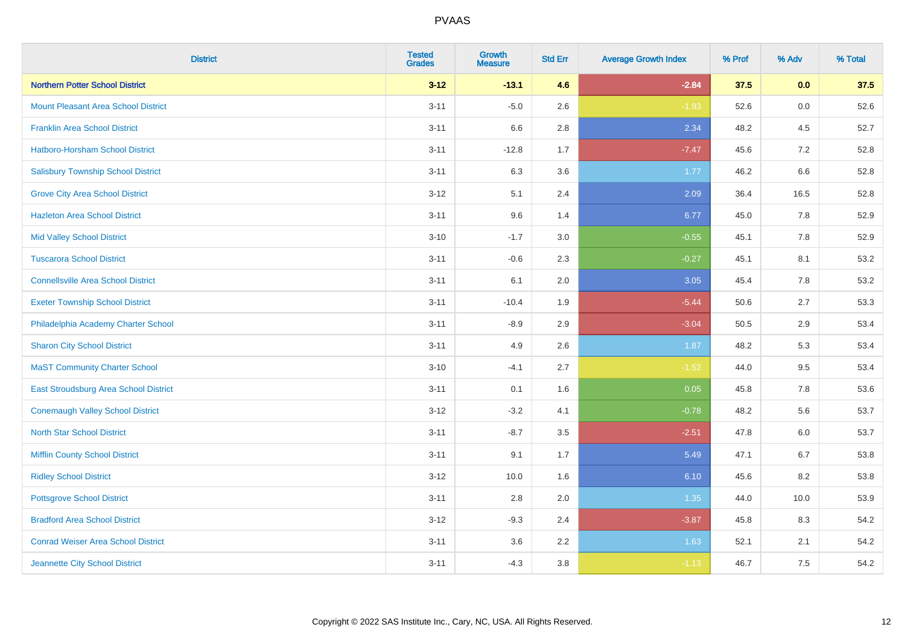| District | Tested Grades | Growth Measure | Std Err | Average Growth Index | % Prof | % Adv | % Total |
|---|---|---|---|---|---|---|---|
| **Northern Potter School District** | **3-12** | **-13.1** | **4.6** | **-2.84** | **37.5** | **0.0** | **37.5** |
| Mount Pleasant Area School District | 3-11 | -5.0 | 2.6 | -1.93 | 52.6 | 0.0 | 52.6 |
| Franklin Area School District | 3-11 | 6.6 | 2.8 | 2.34 | 48.2 | 4.5 | 52.7 |
| Hatboro-Horsham School District | 3-11 | -12.8 | 1.7 | -7.47 | 45.6 | 7.2 | 52.8 |
| Salisbury Township School District | 3-11 | 6.3 | 3.6 | 1.77 | 46.2 | 6.6 | 52.8 |
| Grove City Area School District | 3-12 | 5.1 | 2.4 | 2.09 | 36.4 | 16.5 | 52.8 |
| Hazleton Area School District | 3-11 | 9.6 | 1.4 | 6.77 | 45.0 | 7.8 | 52.9 |
| Mid Valley School District | 3-10 | -1.7 | 3.0 | -0.55 | 45.1 | 7.8 | 52.9 |
| Tuscarora School District | 3-11 | -0.6 | 2.3 | -0.27 | 45.1 | 8.1 | 53.2 |
| Connellsville Area School District | 3-11 | 6.1 | 2.0 | 3.05 | 45.4 | 7.8 | 53.2 |
| Exeter Township School District | 3-11 | -10.4 | 1.9 | -5.44 | 50.6 | 2.7 | 53.3 |
| Philadelphia Academy Charter School | 3-11 | -8.9 | 2.9 | -3.04 | 50.5 | 2.9 | 53.4 |
| Sharon City School District | 3-11 | 4.9 | 2.6 | 1.87 | 48.2 | 5.3 | 53.4 |
| MaST Community Charter School | 3-10 | -4.1 | 2.7 | -1.52 | 44.0 | 9.5 | 53.4 |
| East Stroudsburg Area School District | 3-11 | 0.1 | 1.6 | 0.05 | 45.8 | 7.8 | 53.6 |
| Conemaugh Valley School District | 3-12 | -3.2 | 4.1 | -0.78 | 48.2 | 5.6 | 53.7 |
| North Star School District | 3-11 | -8.7 | 3.5 | -2.51 | 47.8 | 6.0 | 53.7 |
| Mifflin County School District | 3-11 | 9.1 | 1.7 | 5.49 | 47.1 | 6.7 | 53.8 |
| Ridley School District | 3-12 | 10.0 | 1.6 | 6.10 | 45.6 | 8.2 | 53.8 |
| Pottsgrove School District | 3-11 | 2.8 | 2.0 | 1.35 | 44.0 | 10.0 | 53.9 |
| Bradford Area School District | 3-12 | -9.3 | 2.4 | -3.87 | 45.8 | 8.3 | 54.2 |
| Conrad Weiser Area School District | 3-11 | 3.6 | 2.2 | 1.63 | 52.1 | 2.1 | 54.2 |
| Jeannette City School District | 3-11 | -4.3 | 3.8 | -1.13 | 46.7 | 7.5 | 54.2 |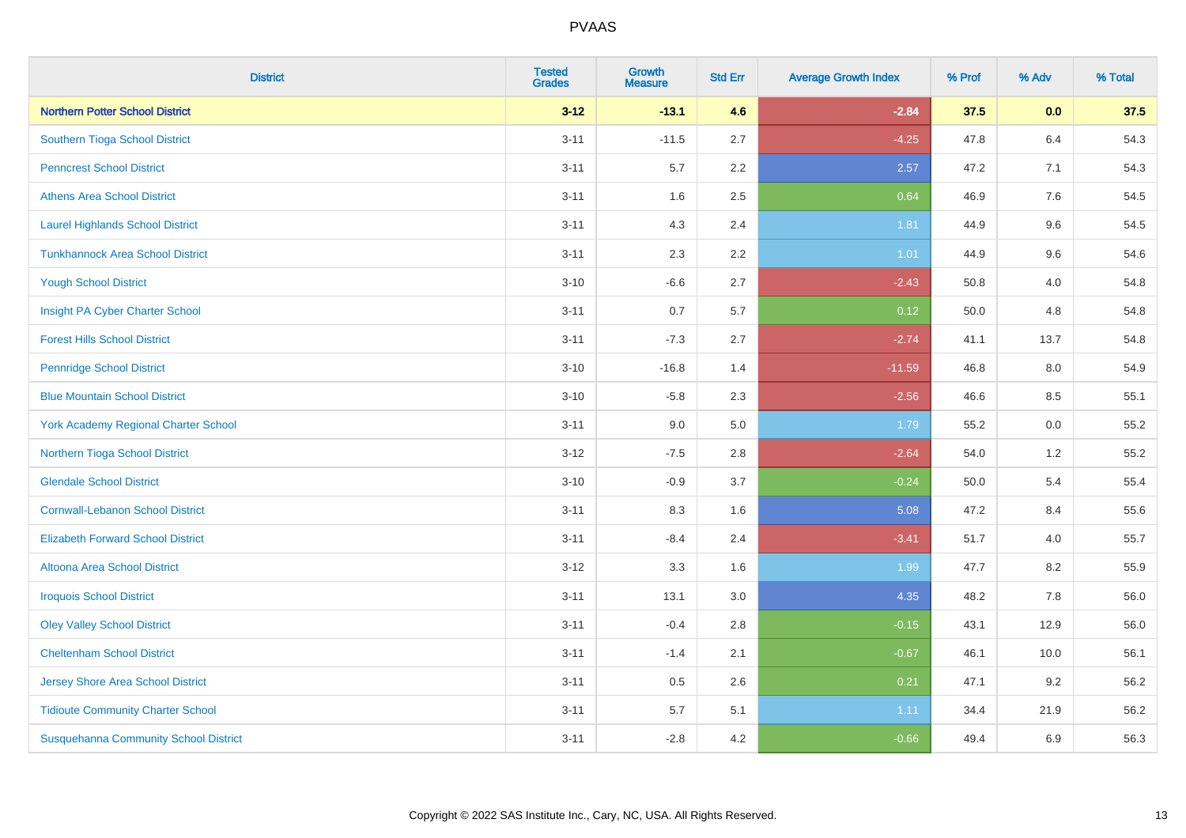# PVAAS

| District | Tested Grades | Growth Measure | Std Err | Average Growth Index | % Prof | % Adv | % Total |
|---|---|---|---|---|---|---|---|
| **Northern Potter School District** | **3-12** | **-13.1** | **4.6** | **-2.84** | **37.5** | **0.0** | **37.5** |
| Southern Tioga School District | 3-11 | -11.5 | 2.7 | -4.25 | 47.8 | 6.4 | 54.3 |
| Penncrest School District | 3-11 | 5.7 | 2.2 | 2.57 | 47.2 | 7.1 | 54.3 |
| Athens Area School District | 3-11 | 1.6 | 2.5 | 0.64 | 46.9 | 7.6 | 54.5 |
| Laurel Highlands School District | 3-11 | 4.3 | 2.4 | 1.81 | 44.9 | 9.6 | 54.5 |
| Tunkhannock Area School District | 3-11 | 2.3 | 2.2 | 1.01 | 44.9 | 9.6 | 54.6 |
| Yough School District | 3-10 | -6.6 | 2.7 | -2.43 | 50.8 | 4.0 | 54.8 |
| Insight PA Cyber Charter School | 3-11 | 0.7 | 5.7 | 0.12 | 50.0 | 4.8 | 54.8 |
| Forest Hills School District | 3-11 | -7.3 | 2.7 | -2.74 | 41.1 | 13.7 | 54.8 |
| Pennridge School District | 3-10 | -16.8 | 1.4 | -11.59 | 46.8 | 8.0 | 54.9 |
| Blue Mountain School District | 3-10 | -5.8 | 2.3 | -2.56 | 46.6 | 8.5 | 55.1 |
| York Academy Regional Charter School | 3-11 | 9.0 | 5.0 | 1.79 | 55.2 | 0.0 | 55.2 |
| Northern Tioga School District | 3-12 | -7.5 | 2.8 | -2.64 | 54.0 | 1.2 | 55.2 |
| Glendale School District | 3-10 | -0.9 | 3.7 | -0.24 | 50.0 | 5.4 | 55.4 |
| Cornwall-Lebanon School District | 3-11 | 8.3 | 1.6 | 5.08 | 47.2 | 8.4 | 55.6 |
| Elizabeth Forward School District | 3-11 | -8.4 | 2.4 | -3.41 | 51.7 | 4.0 | 55.7 |
| Altoona Area School District | 3-12 | 3.3 | 1.6 | 1.99 | 47.7 | 8.2 | 55.9 |
| Iroquois School District | 3-11 | 13.1 | 3.0 | 4.35 | 48.2 | 7.8 | 56.0 |
| Oley Valley School District | 3-11 | -0.4 | 2.8 | -0.15 | 43.1 | 12.9 | 56.0 |
| Cheltenham School District | 3-11 | -1.4 | 2.1 | -0.67 | 46.1 | 10.0 | 56.1 |
| Jersey Shore Area School District | 3-11 | 0.5 | 2.6 | 0.21 | 47.1 | 9.2 | 56.2 |
| Tidioute Community Charter School | 3-11 | 5.7 | 5.1 | 1.11 | 34.4 | 21.9 | 56.2 |
| Susquehanna Community School District | 3-11 | -2.8 | 4.2 | -0.66 | 49.4 | 6.9 | 56.3 |

Copyright © 2022 SAS Institute Inc., Cary, NC, USA. All Rights Reserved.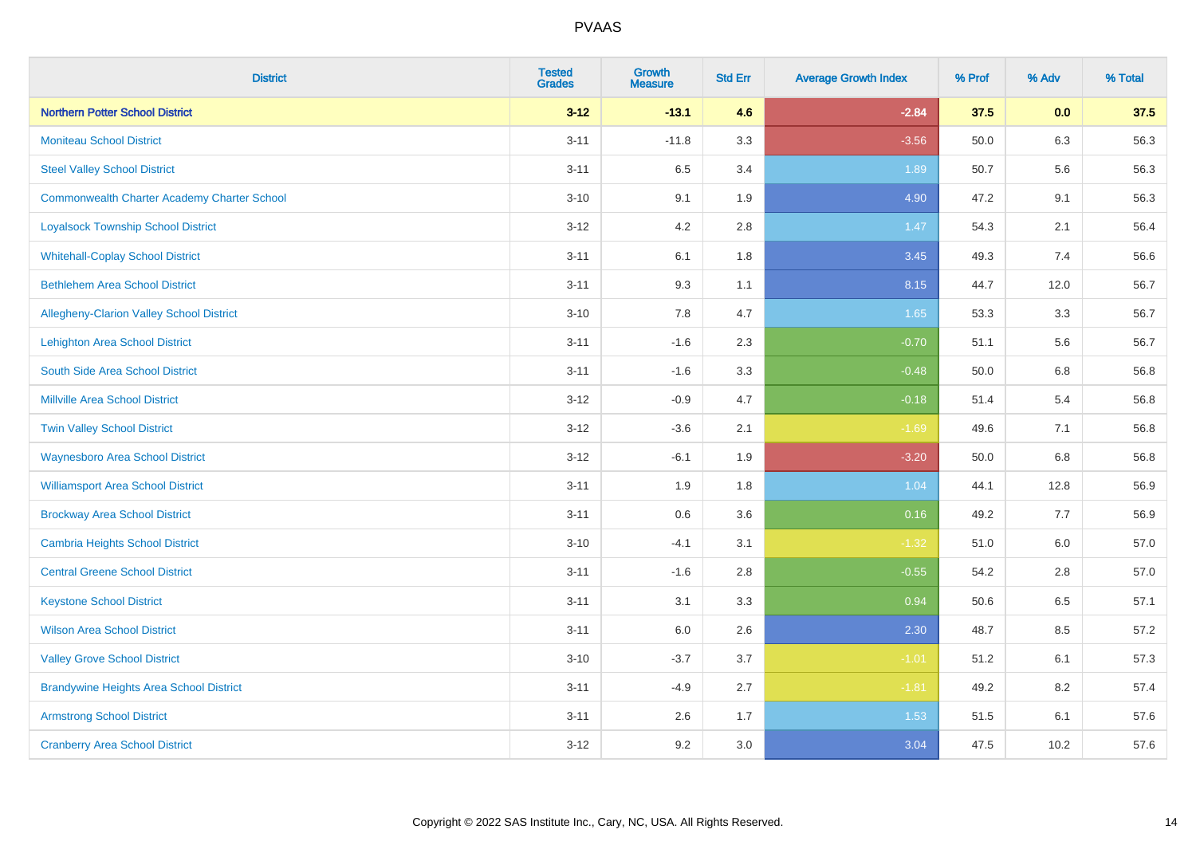| District | Tested Grades | Growth Measure | Std Err | Average Growth Index | % Prof | % Adv | % Total |
|---|---|---|---|---|---|---|---|
| **Northern Potter School District** | **3-12** | **-13.1** | **4.6** | **-2.84** | **37.5** | **0.0** | **37.5** |
| Moniteau School District | 3-11 | -11.8 | 3.3 | -3.56 | 50.0 | 6.3 | 56.3 |
| Steel Valley School District | 3-11 | 6.5 | 3.4 | 1.89 | 50.7 | 5.6 | 56.3 |
| Commonwealth Charter Academy Charter School | 3-10 | 9.1 | 1.9 | 4.90 | 47.2 | 9.1 | 56.3 |
| Loyalsock Township School District | 3-12 | 4.2 | 2.8 | 1.47 | 54.3 | 2.1 | 56.4 |
| Whitehall-Coplay School District | 3-11 | 6.1 | 1.8 | 3.45 | 49.3 | 7.4 | 56.6 |
| Bethlehem Area School District | 3-11 | 9.3 | 1.1 | 8.15 | 44.7 | 12.0 | 56.7 |
| Allegheny-Clarion Valley School District | 3-10 | 7.8 | 4.7 | 1.65 | 53.3 | 3.3 | 56.7 |
| Lehighton Area School District | 3-11 | -1.6 | 2.3 | -0.70 | 51.1 | 5.6 | 56.7 |
| South Side Area School District | 3-11 | -1.6 | 3.3 | -0.48 | 50.0 | 6.8 | 56.8 |
| Millville Area School District | 3-12 | -0.9 | 4.7 | -0.18 | 51.4 | 5.4 | 56.8 |
| Twin Valley School District | 3-12 | -3.6 | 2.1 | -1.69 | 49.6 | 7.1 | 56.8 |
| Waynesboro Area School District | 3-12 | -6.1 | 1.9 | -3.20 | 50.0 | 6.8 | 56.8 |
| Williamsport Area School District | 3-11 | 1.9 | 1.8 | 1.04 | 44.1 | 12.8 | 56.9 |
| Brockway Area School District | 3-11 | 0.6 | 3.6 | 0.16 | 49.2 | 7.7 | 56.9 |
| Cambria Heights School District | 3-10 | -4.1 | 3.1 | -1.32 | 51.0 | 6.0 | 57.0 |
| Central Greene School District | 3-11 | -1.6 | 2.8 | -0.55 | 54.2 | 2.8 | 57.0 |
| Keystone School District | 3-11 | 3.1 | 3.3 | 0.94 | 50.6 | 6.5 | 57.1 |
| Wilson Area School District | 3-11 | 6.0 | 2.6 | 2.30 | 48.7 | 8.5 | 57.2 |
| Valley Grove School District | 3-10 | -3.7 | 3.7 | -1.01 | 51.2 | 6.1 | 57.3 |
| Brandywine Heights Area School District | 3-11 | -4.9 | 2.7 | -1.81 | 49.2 | 8.2 | 57.4 |
| Armstrong School District | 3-11 | 2.6 | 1.7 | 1.53 | 51.5 | 6.1 | 57.6 |
| Cranberry Area School District | 3-12 | 9.2 | 3.0 | 3.04 | 47.5 | 10.2 | 57.6 |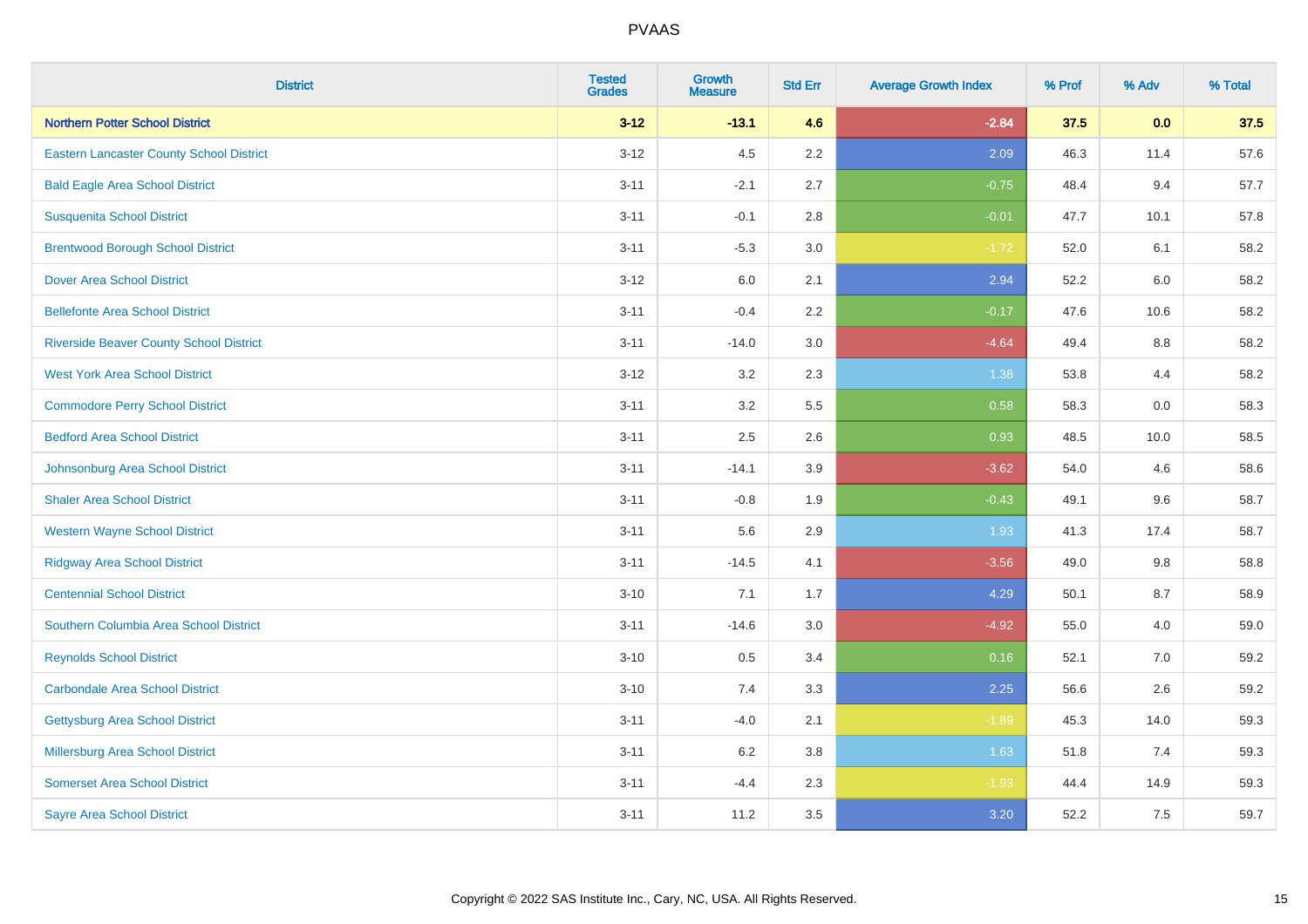# PVAAS

| District | Tested Grades | Growth Measure | Std Err | Average Growth Index | % Prof | % Adv | % Total |
|---|---|---|---|---|---|---|---|
| **Northern Potter School District** | **3-12** | **-13.1** | **4.6** | **-2.84** | **37.5** | **0.0** | **37.5** |
| Eastern Lancaster County School District | 3-12 | 4.5 | 2.2 | 2.09 | 46.3 | 11.4 | 57.6 |
| Bald Eagle Area School District | 3-11 | -2.1 | 2.7 | -0.75 | 48.4 | 9.4 | 57.7 |
| Susquenita School District | 3-11 | -0.1 | 2.8 | -0.01 | 47.7 | 10.1 | 57.8 |
| Brentwood Borough School District | 3-11 | -5.3 | 3.0 | -1.72 | 52.0 | 6.1 | 58.2 |
| Dover Area School District | 3-12 | 6.0 | 2.1 | 2.94 | 52.2 | 6.0 | 58.2 |
| Bellefonte Area School District | 3-11 | -0.4 | 2.2 | -0.17 | 47.6 | 10.6 | 58.2 |
| Riverside Beaver County School District | 3-11 | -14.0 | 3.0 | -4.64 | 49.4 | 8.8 | 58.2 |
| West York Area School District | 3-12 | 3.2 | 2.3 | 1.38 | 53.8 | 4.4 | 58.2 |
| Commodore Perry School District | 3-11 | 3.2 | 5.5 | 0.58 | 58.3 | 0.0 | 58.3 |
| Bedford Area School District | 3-11 | 2.5 | 2.6 | 0.93 | 48.5 | 10.0 | 58.5 |
| Johnsonburg Area School District | 3-11 | -14.1 | 3.9 | -3.62 | 54.0 | 4.6 | 58.6 |
| Shaler Area School District | 3-11 | -0.8 | 1.9 | -0.43 | 49.1 | 9.6 | 58.7 |
| Western Wayne School District | 3-11 | 5.6 | 2.9 | 1.93 | 41.3 | 17.4 | 58.7 |
| Ridgway Area School District | 3-11 | -14.5 | 4.1 | -3.56 | 49.0 | 9.8 | 58.8 |
| Centennial School District | 3-10 | 7.1 | 1.7 | 4.29 | 50.1 | 8.7 | 58.9 |
| Southern Columbia Area School District | 3-11 | -14.6 | 3.0 | -4.92 | 55.0 | 4.0 | 59.0 |
| Reynolds School District | 3-10 | 0.5 | 3.4 | 0.16 | 52.1 | 7.0 | 59.2 |
| Carbondale Area School District | 3-10 | 7.4 | 3.3 | 2.25 | 56.6 | 2.6 | 59.2 |
| Gettysburg Area School District | 3-11 | -4.0 | 2.1 | -1.89 | 45.3 | 14.0 | 59.3 |
| Millersburg Area School District | 3-11 | 6.2 | 3.8 | 1.63 | 51.8 | 7.4 | 59.3 |
| Somerset Area School District | 3-11 | -4.4 | 2.3 | -1.93 | 44.4 | 14.9 | 59.3 |
| Sayre Area School District | 3-11 | 11.2 | 3.5 | 3.20 | 52.2 | 7.5 | 59.7 |

Copyright © 2022 SAS Institute Inc., Cary, NC, USA. All Rights Reserved.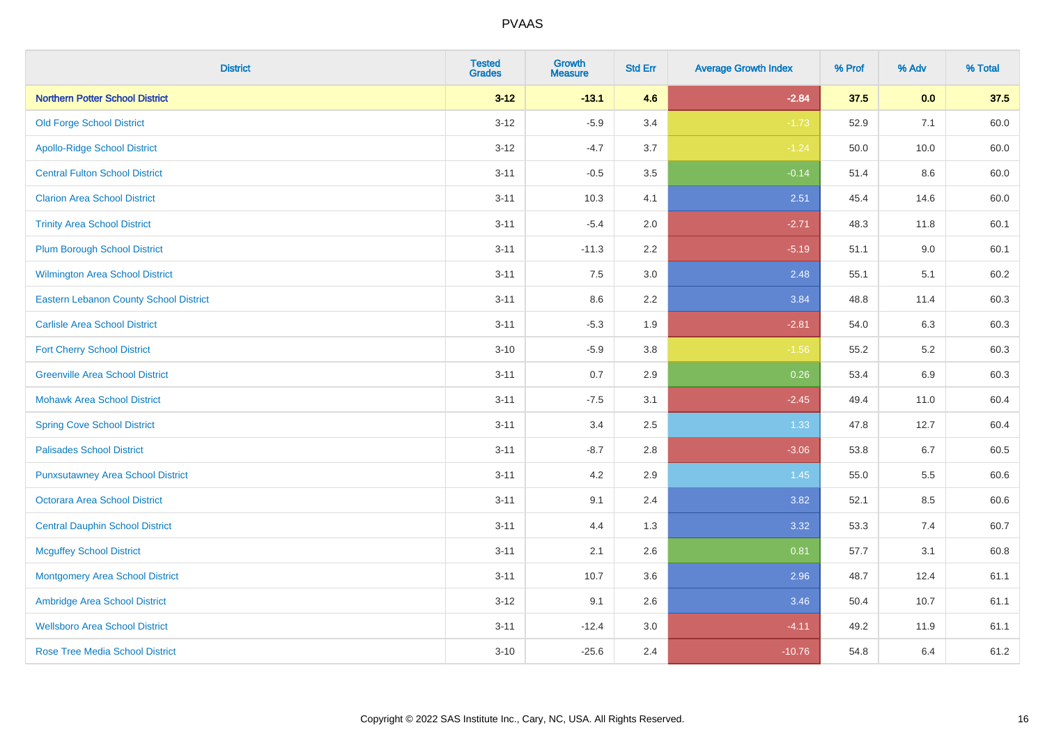PVAAS

| District | Tested Grades | Growth Measure | Std Err | Average Growth Index | % Prof | % Adv | % Total |
|---|---|---|---|---|---|---|---|
| **Northern Potter School District** | **3-12** | **-13.1** | **4.6** | **-2.84** | **37.5** | **0.0** | **37.5** |
| Old Forge School District | 3-12 | -5.9 | 3.4 | -1.73 | 52.9 | 7.1 | 60.0 |
| Apollo-Ridge School District | 3-12 | -4.7 | 3.7 | -1.24 | 50.0 | 10.0 | 60.0 |
| Central Fulton School District | 3-11 | -0.5 | 3.5 | -0.14 | 51.4 | 8.6 | 60.0 |
| Clarion Area School District | 3-11 | 10.3 | 4.1 | 2.51 | 45.4 | 14.6 | 60.0 |
| Trinity Area School District | 3-11 | -5.4 | 2.0 | -2.71 | 48.3 | 11.8 | 60.1 |
| Plum Borough School District | 3-11 | -11.3 | 2.2 | -5.19 | 51.1 | 9.0 | 60.1 |
| Wilmington Area School District | 3-11 | 7.5 | 3.0 | 2.48 | 55.1 | 5.1 | 60.2 |
| Eastern Lebanon County School District | 3-11 | 8.6 | 2.2 | 3.84 | 48.8 | 11.4 | 60.3 |
| Carlisle Area School District | 3-11 | -5.3 | 1.9 | -2.81 | 54.0 | 6.3 | 60.3 |
| Fort Cherry School District | 3-10 | -5.9 | 3.8 | -1.56 | 55.2 | 5.2 | 60.3 |
| Greenville Area School District | 3-11 | 0.7 | 2.9 | 0.26 | 53.4 | 6.9 | 60.3 |
| Mohawk Area School District | 3-11 | -7.5 | 3.1 | -2.45 | 49.4 | 11.0 | 60.4 |
| Spring Cove School District | 3-11 | 3.4 | 2.5 | 1.33 | 47.8 | 12.7 | 60.4 |
| Palisades School District | 3-11 | -8.7 | 2.8 | -3.06 | 53.8 | 6.7 | 60.5 |
| Punxsutawney Area School District | 3-11 | 4.2 | 2.9 | 1.45 | 55.0 | 5.5 | 60.6 |
| Octorara Area School District | 3-11 | 9.1 | 2.4 | 3.82 | 52.1 | 8.5 | 60.6 |
| Central Dauphin School District | 3-11 | 4.4 | 1.3 | 3.32 | 53.3 | 7.4 | 60.7 |
| Mcguffey School District | 3-11 | 2.1 | 2.6 | 0.81 | 57.7 | 3.1 | 60.8 |
| Montgomery Area School District | 3-11 | 10.7 | 3.6 | 2.96 | 48.7 | 12.4 | 61.1 |
| Ambridge Area School District | 3-12 | 9.1 | 2.6 | 3.46 | 50.4 | 10.7 | 61.1 |
| Wellsboro Area School District | 3-11 | -12.4 | 3.0 | -4.11 | 49.2 | 11.9 | 61.1 |
| Rose Tree Media School District | 3-10 | -25.6 | 2.4 | -10.76 | 54.8 | 6.4 | 61.2 |

Copyright © 2022 SAS Institute Inc., Cary, NC, USA. All Rights Reserved.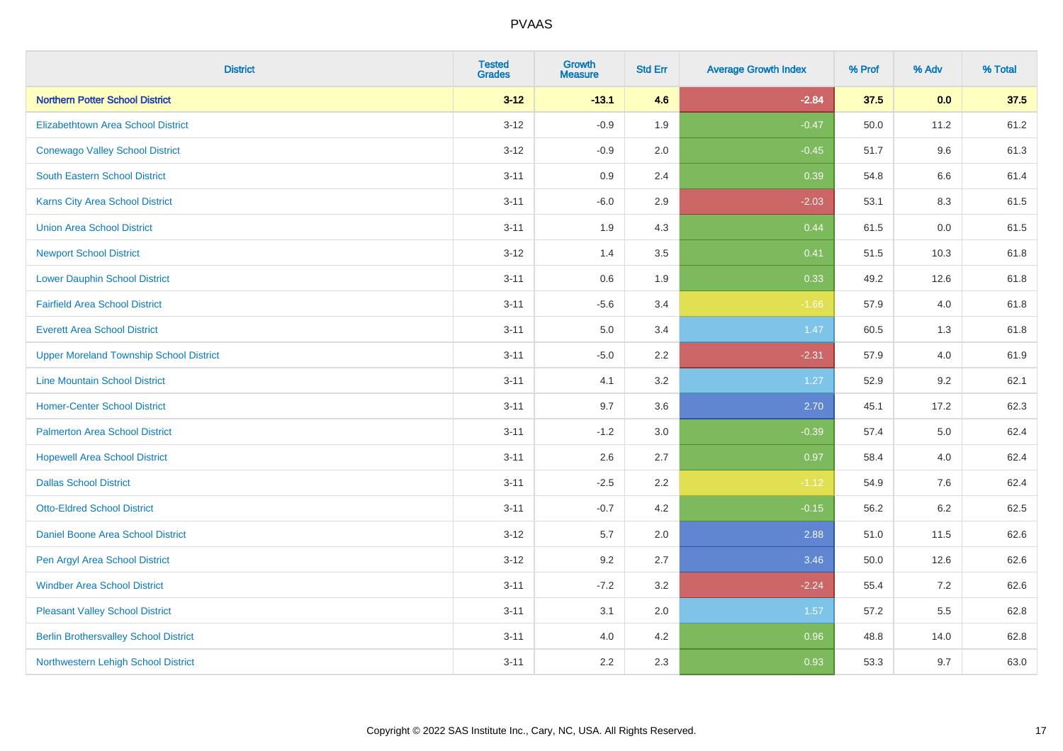# PVAAS

| District | Tested Grades | Growth Measure | Std Err | Average Growth Index | % Prof | % Adv | % Total |
|---|---|---|---|---|---|---|---|
| **Northern Potter School District** | **3-12** | **-13.1** | **4.6** | **-2.84** | **37.5** | **0.0** | **37.5** |
| Elizabethtown Area School District | 3-12 | -0.9 | 1.9 | -0.47 | 50.0 | 11.2 | 61.2 |
| Conewago Valley School District | 3-12 | -0.9 | 2.0 | -0.45 | 51.7 | 9.6 | 61.3 |
| South Eastern School District | 3-11 | 0.9 | 2.4 | 0.39 | 54.8 | 6.6 | 61.4 |
| Karns City Area School District | 3-11 | -6.0 | 2.9 | -2.03 | 53.1 | 8.3 | 61.5 |
| Union Area School District | 3-11 | 1.9 | 4.3 | 0.44 | 61.5 | 0.0 | 61.5 |
| Newport School District | 3-12 | 1.4 | 3.5 | 0.41 | 51.5 | 10.3 | 61.8 |
| Lower Dauphin School District | 3-11 | 0.6 | 1.9 | 0.33 | 49.2 | 12.6 | 61.8 |
| Fairfield Area School District | 3-11 | -5.6 | 3.4 | -1.66 | 57.9 | 4.0 | 61.8 |
| Everett Area School District | 3-11 | 5.0 | 3.4 | 1.47 | 60.5 | 1.3 | 61.8 |
| Upper Moreland Township School District | 3-11 | -5.0 | 2.2 | -2.31 | 57.9 | 4.0 | 61.9 |
| Line Mountain School District | 3-11 | 4.1 | 3.2 | 1.27 | 52.9 | 9.2 | 62.1 |
| Homer-Center School District | 3-11 | 9.7 | 3.6 | 2.70 | 45.1 | 17.2 | 62.3 |
| Palmerton Area School District | 3-11 | -1.2 | 3.0 | -0.39 | 57.4 | 5.0 | 62.4 |
| Hopewell Area School District | 3-11 | 2.6 | 2.7 | 0.97 | 58.4 | 4.0 | 62.4 |
| Dallas School District | 3-11 | -2.5 | 2.2 | -1.12 | 54.9 | 7.6 | 62.4 |
| Otto-Eldred School District | 3-11 | -0.7 | 4.2 | -0.15 | 56.2 | 6.2 | 62.5 |
| Daniel Boone Area School District | 3-12 | 5.7 | 2.0 | 2.88 | 51.0 | 11.5 | 62.6 |
| Pen Argyl Area School District | 3-12 | 9.2 | 2.7 | 3.46 | 50.0 | 12.6 | 62.6 |
| Windber Area School District | 3-11 | -7.2 | 3.2 | -2.24 | 55.4 | 7.2 | 62.6 |
| Pleasant Valley School District | 3-11 | 3.1 | 2.0 | 1.57 | 57.2 | 5.5 | 62.8 |
| Berlin Brothersvalley School District | 3-11 | 4.0 | 4.2 | 0.96 | 48.8 | 14.0 | 62.8 |
| Northwestern Lehigh School District | 3-11 | 2.2 | 2.3 | 0.93 | 53.3 | 9.7 | 63.0 |

Copyright © 2022 SAS Institute Inc., Cary, NC, USA. All Rights Reserved.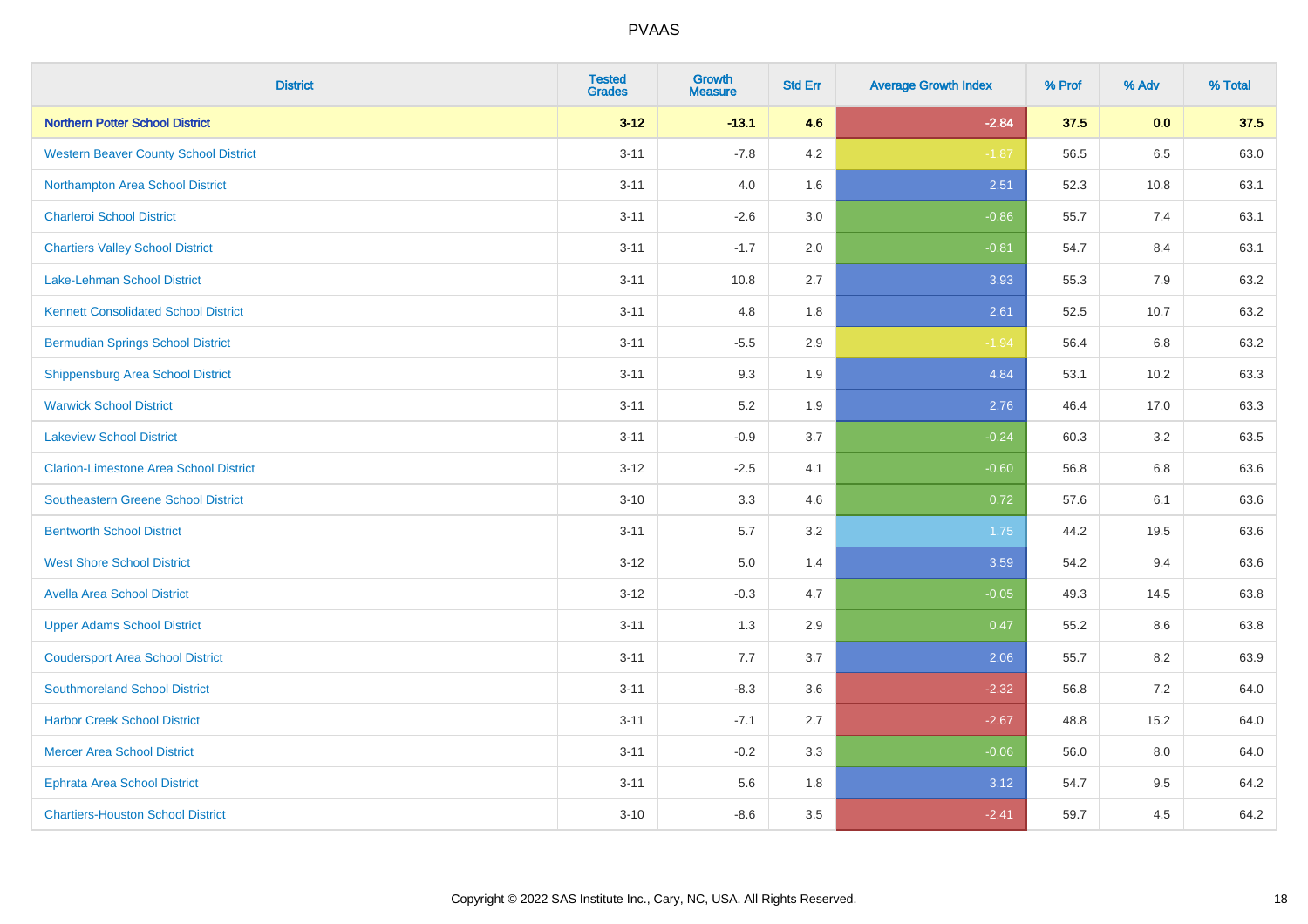# PVAAS

| District | Tested Grades | Growth Measure | Std Err | Average Growth Index | % Prof | % Adv | % Total |
|---|---|---|---|---|---|---|---|
| **Northern Potter School District** | **3-12** | **-13.1** | **4.6** | **-2.84** | **37.5** | **0.0** | **37.5** |
| Western Beaver County School District | 3-11 | -7.8 | 4.2 | -1.87 | 56.5 | 6.5 | 63.0 |
| Northampton Area School District | 3-11 | 4.0 | 1.6 | 2.51 | 52.3 | 10.8 | 63.1 |
| Charleroi School District | 3-11 | -2.6 | 3.0 | -0.86 | 55.7 | 7.4 | 63.1 |
| Chartiers Valley School District | 3-11 | -1.7 | 2.0 | -0.81 | 54.7 | 8.4 | 63.1 |
| Lake-Lehman School District | 3-11 | 10.8 | 2.7 | 3.93 | 55.3 | 7.9 | 63.2 |
| Kennett Consolidated School District | 3-11 | 4.8 | 1.8 | 2.61 | 52.5 | 10.7 | 63.2 |
| Bermudian Springs School District | 3-11 | -5.5 | 2.9 | -1.94 | 56.4 | 6.8 | 63.2 |
| Shippensburg Area School District | 3-11 | 9.3 | 1.9 | 4.84 | 53.1 | 10.2 | 63.3 |
| Warwick School District | 3-11 | 5.2 | 1.9 | 2.76 | 46.4 | 17.0 | 63.3 |
| Lakeview School District | 3-11 | -0.9 | 3.7 | -0.24 | 60.3 | 3.2 | 63.5 |
| Clarion-Limestone Area School District | 3-12 | -2.5 | 4.1 | -0.60 | 56.8 | 6.8 | 63.6 |
| Southeastern Greene School District | 3-10 | 3.3 | 4.6 | 0.72 | 57.6 | 6.1 | 63.6 |
| Bentworth School District | 3-11 | 5.7 | 3.2 | 1.75 | 44.2 | 19.5 | 63.6 |
| West Shore School District | 3-12 | 5.0 | 1.4 | 3.59 | 54.2 | 9.4 | 63.6 |
| Avella Area School District | 3-12 | -0.3 | 4.7 | -0.05 | 49.3 | 14.5 | 63.8 |
| Upper Adams School District | 3-11 | 1.3 | 2.9 | 0.47 | 55.2 | 8.6 | 63.8 |
| Coudersport Area School District | 3-11 | 7.7 | 3.7 | 2.06 | 55.7 | 8.2 | 63.9 |
| Southmoreland School District | 3-11 | -8.3 | 3.6 | -2.32 | 56.8 | 7.2 | 64.0 |
| Harbor Creek School District | 3-11 | -7.1 | 2.7 | -2.67 | 48.8 | 15.2 | 64.0 |
| Mercer Area School District | 3-11 | -0.2 | 3.3 | -0.06 | 56.0 | 8.0 | 64.0 |
| Ephrata Area School District | 3-11 | 5.6 | 1.8 | 3.12 | 54.7 | 9.5 | 64.2 |
| Chartiers-Houston School District | 3-10 | -8.6 | 3.5 | -2.41 | 59.7 | 4.5 | 64.2 |

Copyright © 2022 SAS Institute Inc., Cary, NC, USA. All Rights Reserved.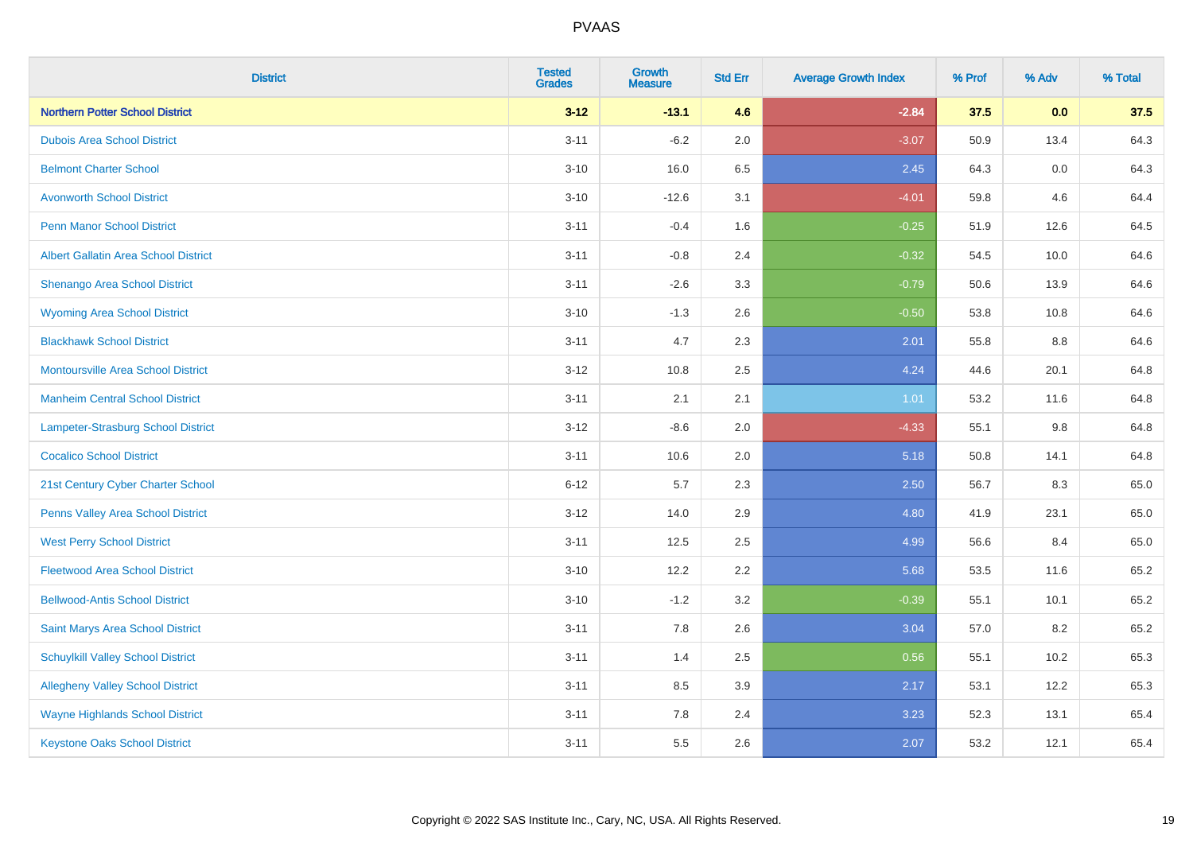# PVAAS

| District | Tested Grades | Growth Measure | Std Err | Average Growth Index | % Prof | % Adv | % Total |
|---|---|---|---|---|---|---|---|
| **Northern Potter School District** | **3-12** | **-13.1** | **4.6** | **-2.84** | **37.5** | **0.0** | **37.5** |
| Dubois Area School District | 3-11 | -6.2 | 2.0 | -3.07 | 50.9 | 13.4 | 64.3 |
| Belmont Charter School | 3-10 | 16.0 | 6.5 | 2.45 | 64.3 | 0.0 | 64.3 |
| Avonworth School District | 3-10 | -12.6 | 3.1 | -4.01 | 59.8 | 4.6 | 64.4 |
| Penn Manor School District | 3-11 | -0.4 | 1.6 | -0.25 | 51.9 | 12.6 | 64.5 |
| Albert Gallatin Area School District | 3-11 | -0.8 | 2.4 | -0.32 | 54.5 | 10.0 | 64.6 |
| Shenango Area School District | 3-11 | -2.6 | 3.3 | -0.79 | 50.6 | 13.9 | 64.6 |
| Wyoming Area School District | 3-10 | -1.3 | 2.6 | -0.50 | 53.8 | 10.8 | 64.6 |
| Blackhawk School District | 3-11 | 4.7 | 2.3 | 2.01 | 55.8 | 8.8 | 64.6 |
| Montoursville Area School District | 3-12 | 10.8 | 2.5 | 4.24 | 44.6 | 20.1 | 64.8 |
| Manheim Central School District | 3-11 | 2.1 | 2.1 | 1.01 | 53.2 | 11.6 | 64.8 |
| Lampeter-Strasburg School District | 3-12 | -8.6 | 2.0 | -4.33 | 55.1 | 9.8 | 64.8 |
| Cocalico School District | 3-11 | 10.6 | 2.0 | 5.18 | 50.8 | 14.1 | 64.8 |
| 21st Century Cyber Charter School | 6-12 | 5.7 | 2.3 | 2.50 | 56.7 | 8.3 | 65.0 |
| Penns Valley Area School District | 3-12 | 14.0 | 2.9 | 4.80 | 41.9 | 23.1 | 65.0 |
| West Perry School District | 3-11 | 12.5 | 2.5 | 4.99 | 56.6 | 8.4 | 65.0 |
| Fleetwood Area School District | 3-10 | 12.2 | 2.2 | 5.68 | 53.5 | 11.6 | 65.2 |
| Bellwood-Antis School District | 3-10 | -1.2 | 3.2 | -0.39 | 55.1 | 10.1 | 65.2 |
| Saint Marys Area School District | 3-11 | 7.8 | 2.6 | 3.04 | 57.0 | 8.2 | 65.2 |
| Schuylkill Valley School District | 3-11 | 1.4 | 2.5 | 0.56 | 55.1 | 10.2 | 65.3 |
| Allegheny Valley School District | 3-11 | 8.5 | 3.9 | 2.17 | 53.1 | 12.2 | 65.3 |
| Wayne Highlands School District | 3-11 | 7.8 | 2.4 | 3.23 | 52.3 | 13.1 | 65.4 |
| Keystone Oaks School District | 3-11 | 5.5 | 2.6 | 2.07 | 53.2 | 12.1 | 65.4 |

Copyright © 2022 SAS Institute Inc., Cary, NC, USA. All Rights Reserved.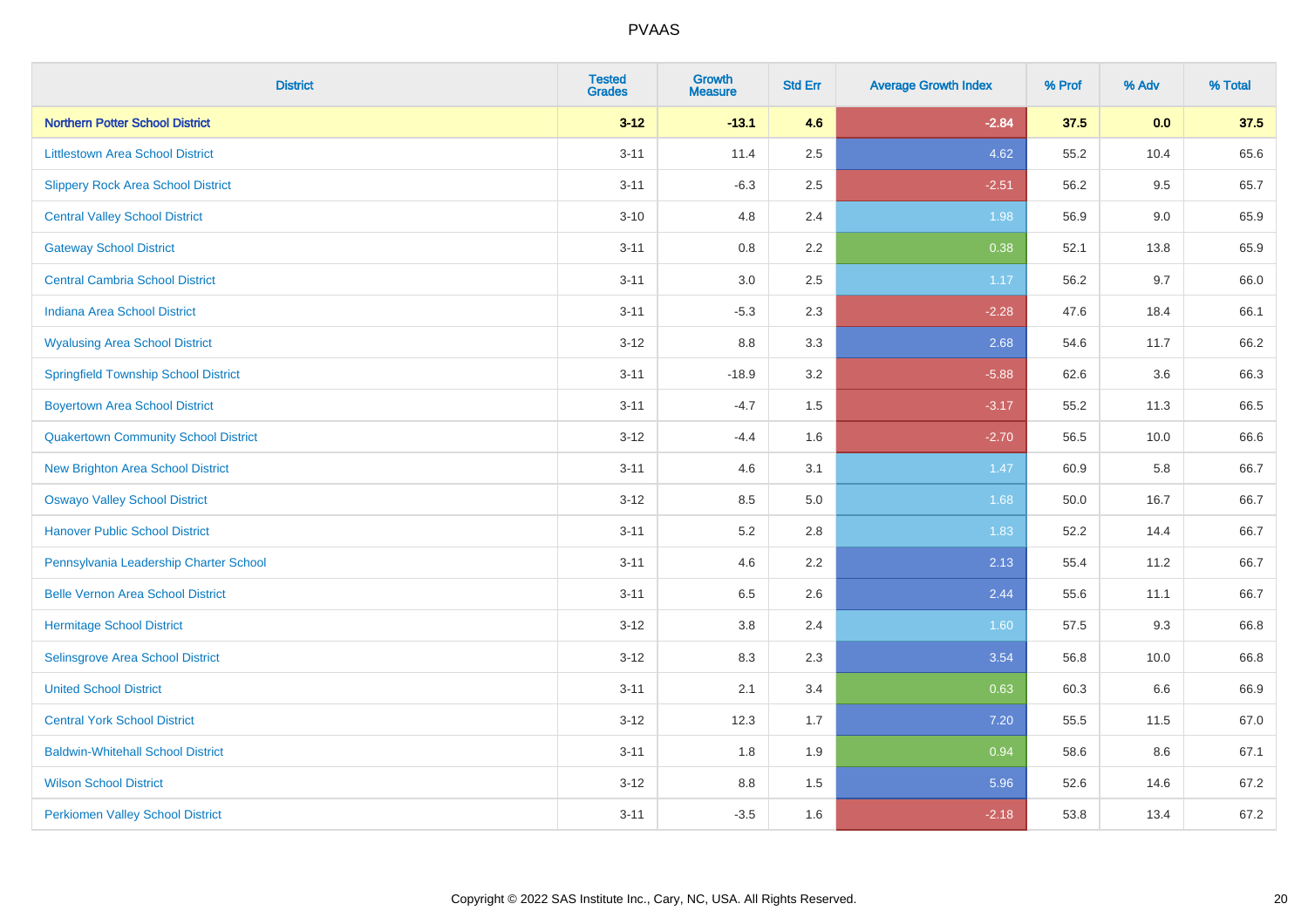# PVAAS

| District | Tested Grades | Growth Measure | Std Err | Average Growth Index | % Prof | % Adv | % Total |
|---|---|---|---|---|---|---|---|
| **Northern Potter School District** | **3-12** | **-13.1** | **4.6** | **-2.84** | **37.5** | **0.0** | **37.5** |
| Littlestown Area School District | 3-11 | 11.4 | 2.5 | 4.62 | 55.2 | 10.4 | 65.6 |
| Slippery Rock Area School District | 3-11 | -6.3 | 2.5 | -2.51 | 56.2 | 9.5 | 65.7 |
| Central Valley School District | 3-10 | 4.8 | 2.4 | 1.98 | 56.9 | 9.0 | 65.9 |
| Gateway School District | 3-11 | 0.8 | 2.2 | 0.38 | 52.1 | 13.8 | 65.9 |
| Central Cambria School District | 3-11 | 3.0 | 2.5 | 1.17 | 56.2 | 9.7 | 66.0 |
| Indiana Area School District | 3-11 | -5.3 | 2.3 | -2.28 | 47.6 | 18.4 | 66.1 |
| Wyalusing Area School District | 3-12 | 8.8 | 3.3 | 2.68 | 54.6 | 11.7 | 66.2 |
| Springfield Township School District | 3-11 | -18.9 | 3.2 | -5.88 | 62.6 | 3.6 | 66.3 |
| Boyertown Area School District | 3-11 | -4.7 | 1.5 | -3.17 | 55.2 | 11.3 | 66.5 |
| Quakertown Community School District | 3-12 | -4.4 | 1.6 | -2.70 | 56.5 | 10.0 | 66.6 |
| New Brighton Area School District | 3-11 | 4.6 | 3.1 | 1.47 | 60.9 | 5.8 | 66.7 |
| Oswayo Valley School District | 3-12 | 8.5 | 5.0 | 1.68 | 50.0 | 16.7 | 66.7 |
| Hanover Public School District | 3-11 | 5.2 | 2.8 | 1.83 | 52.2 | 14.4 | 66.7 |
| Pennsylvania Leadership Charter School | 3-11 | 4.6 | 2.2 | 2.13 | 55.4 | 11.2 | 66.7 |
| Belle Vernon Area School District | 3-11 | 6.5 | 2.6 | 2.44 | 55.6 | 11.1 | 66.7 |
| Hermitage School District | 3-12 | 3.8 | 2.4 | 1.60 | 57.5 | 9.3 | 66.8 |
| Selinsgrove Area School District | 3-12 | 8.3 | 2.3 | 3.54 | 56.8 | 10.0 | 66.8 |
| United School District | 3-11 | 2.1 | 3.4 | 0.63 | 60.3 | 6.6 | 66.9 |
| Central York School District | 3-12 | 12.3 | 1.7 | 7.20 | 55.5 | 11.5 | 67.0 |
| Baldwin-Whitehall School District | 3-11 | 1.8 | 1.9 | 0.94 | 58.6 | 8.6 | 67.1 |
| Wilson School District | 3-12 | 8.8 | 1.5 | 5.96 | 52.6 | 14.6 | 67.2 |
| Perkiomen Valley School District | 3-11 | -3.5 | 1.6 | -2.18 | 53.8 | 13.4 | 67.2 |

Copyright © 2022 SAS Institute Inc., Cary, NC, USA. All Rights Reserved.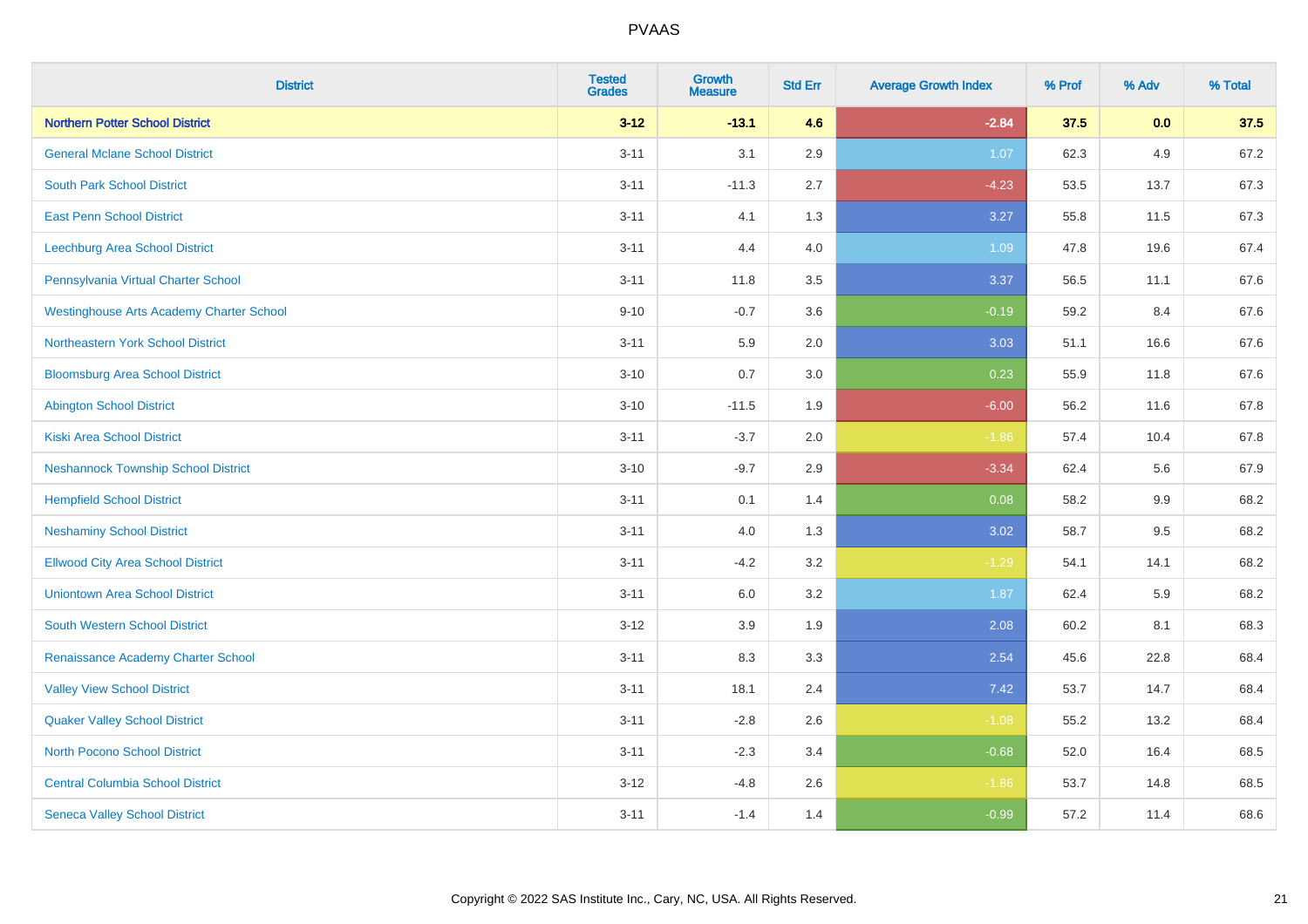# PVAAS

| District | Tested Grades | Growth Measure | Std Err | Average Growth Index | % Prof | % Adv | % Total |
|---|---|---|---|---|---|---|---|
| **Northern Potter School District** | **3-12** | **-13.1** | **4.6** | **-2.84** | **37.5** | **0.0** | **37.5** |
| General Mclane School District | 3-11 | 3.1 | 2.9 | 1.07 | 62.3 | 4.9 | 67.2 |
| South Park School District | 3-11 | -11.3 | 2.7 | -4.23 | 53.5 | 13.7 | 67.3 |
| East Penn School District | 3-11 | 4.1 | 1.3 | 3.27 | 55.8 | 11.5 | 67.3 |
| Leechburg Area School District | 3-11 | 4.4 | 4.0 | 1.09 | 47.8 | 19.6 | 67.4 |
| Pennsylvania Virtual Charter School | 3-11 | 11.8 | 3.5 | 3.37 | 56.5 | 11.1 | 67.6 |
| Westinghouse Arts Academy Charter School | 9-10 | -0.7 | 3.6 | -0.19 | 59.2 | 8.4 | 67.6 |
| Northeastern York School District | 3-11 | 5.9 | 2.0 | 3.03 | 51.1 | 16.6 | 67.6 |
| Bloomsburg Area School District | 3-10 | 0.7 | 3.0 | 0.23 | 55.9 | 11.8 | 67.6 |
| Abington School District | 3-10 | -11.5 | 1.9 | -6.00 | 56.2 | 11.6 | 67.8 |
| Kiski Area School District | 3-11 | -3.7 | 2.0 | -1.86 | 57.4 | 10.4 | 67.8 |
| Neshannock Township School District | 3-10 | -9.7 | 2.9 | -3.34 | 62.4 | 5.6 | 67.9 |
| Hempfield School District | 3-11 | 0.1 | 1.4 | 0.08 | 58.2 | 9.9 | 68.2 |
| Neshaminy School District | 3-11 | 4.0 | 1.3 | 3.02 | 58.7 | 9.5 | 68.2 |
| Ellwood City Area School District | 3-11 | -4.2 | 3.2 | -1.29 | 54.1 | 14.1 | 68.2 |
| Uniontown Area School District | 3-11 | 6.0 | 3.2 | 1.87 | 62.4 | 5.9 | 68.2 |
| South Western School District | 3-12 | 3.9 | 1.9 | 2.08 | 60.2 | 8.1 | 68.3 |
| Renaissance Academy Charter School | 3-11 | 8.3 | 3.3 | 2.54 | 45.6 | 22.8 | 68.4 |
| Valley View School District | 3-11 | 18.1 | 2.4 | 7.42 | 53.7 | 14.7 | 68.4 |
| Quaker Valley School District | 3-11 | -2.8 | 2.6 | -1.08 | 55.2 | 13.2 | 68.4 |
| North Pocono School District | 3-11 | -2.3 | 3.4 | -0.68 | 52.0 | 16.4 | 68.5 |
| Central Columbia School District | 3-12 | -4.8 | 2.6 | -1.86 | 53.7 | 14.8 | 68.5 |
| Seneca Valley School District | 3-11 | -1.4 | 1.4 | -0.99 | 57.2 | 11.4 | 68.6 |

Copyright © 2022 SAS Institute Inc., Cary, NC, USA. All Rights Reserved.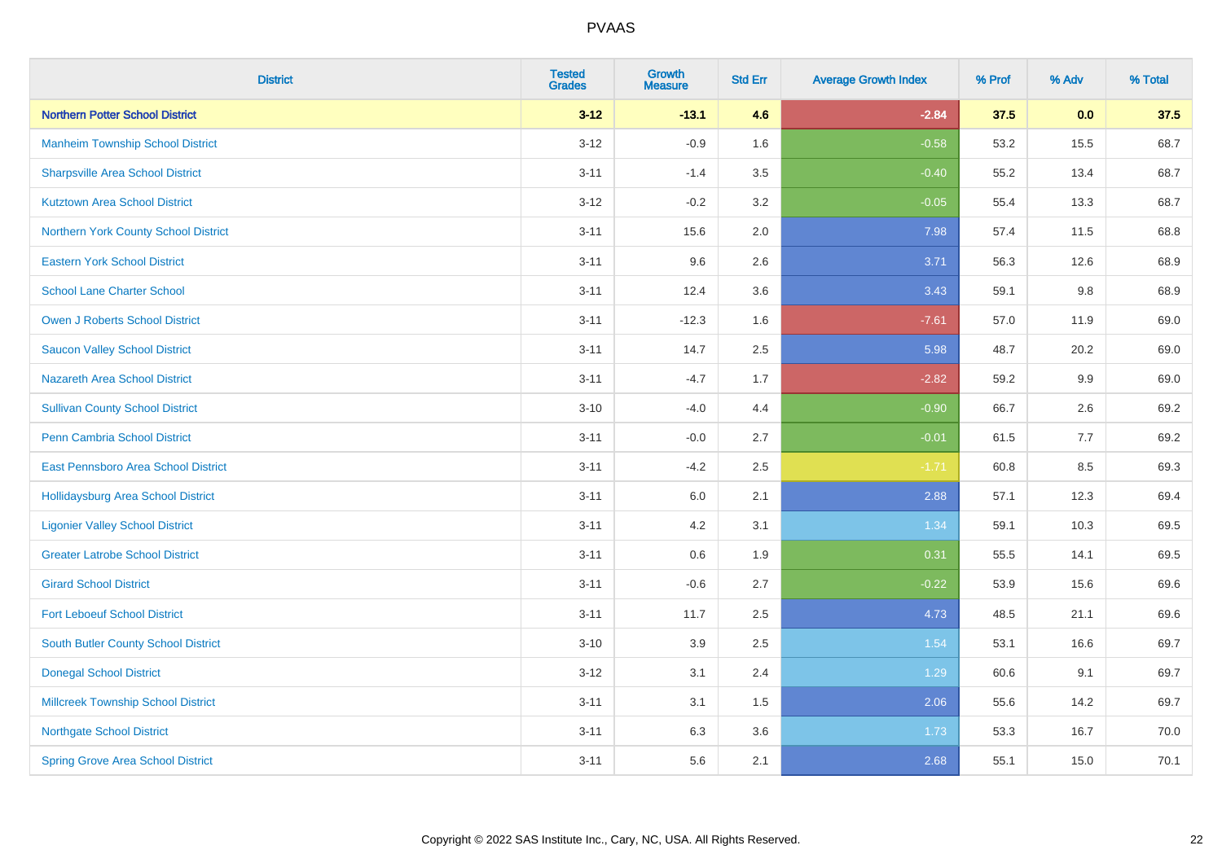| District | Tested Grades | Growth Measure | Std Err | Average Growth Index | % Prof | % Adv | % Total |
|---|---|---|---|---|---|---|---|
| **Northern Potter School District** | **3-12** | **-13.1** | **4.6** | **-2.84** | **37.5** | **0.0** | **37.5** |
| Manheim Township School District | 3-12 | -0.9 | 1.6 | -0.58 | 53.2 | 15.5 | 68.7 |
| Sharpsville Area School District | 3-11 | -1.4 | 3.5 | -0.40 | 55.2 | 13.4 | 68.7 |
| Kutztown Area School District | 3-12 | -0.2 | 3.2 | -0.05 | 55.4 | 13.3 | 68.7 |
| Northern York County School District | 3-11 | 15.6 | 2.0 | 7.98 | 57.4 | 11.5 | 68.8 |
| Eastern York School District | 3-11 | 9.6 | 2.6 | 3.71 | 56.3 | 12.6 | 68.9 |
| School Lane Charter School | 3-11 | 12.4 | 3.6 | 3.43 | 59.1 | 9.8 | 68.9 |
| Owen J Roberts School District | 3-11 | -12.3 | 1.6 | -7.61 | 57.0 | 11.9 | 69.0 |
| Saucon Valley School District | 3-11 | 14.7 | 2.5 | 5.98 | 48.7 | 20.2 | 69.0 |
| Nazareth Area School District | 3-11 | -4.7 | 1.7 | -2.82 | 59.2 | 9.9 | 69.0 |
| Sullivan County School District | 3-10 | -4.0 | 4.4 | -0.90 | 66.7 | 2.6 | 69.2 |
| Penn Cambria School District | 3-11 | -0.0 | 2.7 | -0.01 | 61.5 | 7.7 | 69.2 |
| East Pennsboro Area School District | 3-11 | -4.2 | 2.5 | -1.71 | 60.8 | 8.5 | 69.3 |
| Hollidaysburg Area School District | 3-11 | 6.0 | 2.1 | 2.88 | 57.1 | 12.3 | 69.4 |
| Ligonier Valley School District | 3-11 | 4.2 | 3.1 | 1.34 | 59.1 | 10.3 | 69.5 |
| Greater Latrobe School District | 3-11 | 0.6 | 1.9 | 0.31 | 55.5 | 14.1 | 69.5 |
| Girard School District | 3-11 | -0.6 | 2.7 | -0.22 | 53.9 | 15.6 | 69.6 |
| Fort Leboeuf School District | 3-11 | 11.7 | 2.5 | 4.73 | 48.5 | 21.1 | 69.6 |
| South Butler County School District | 3-10 | 3.9 | 2.5 | 1.54 | 53.1 | 16.6 | 69.7 |
| Donegal School District | 3-12 | 3.1 | 2.4 | 1.29 | 60.6 | 9.1 | 69.7 |
| Millcreek Township School District | 3-11 | 3.1 | 1.5 | 2.06 | 55.6 | 14.2 | 69.7 |
| Northgate School District | 3-11 | 6.3 | 3.6 | 1.73 | 53.3 | 16.7 | 70.0 |
| Spring Grove Area School District | 3-11 | 5.6 | 2.1 | 2.68 | 55.1 | 15.0 | 70.1 |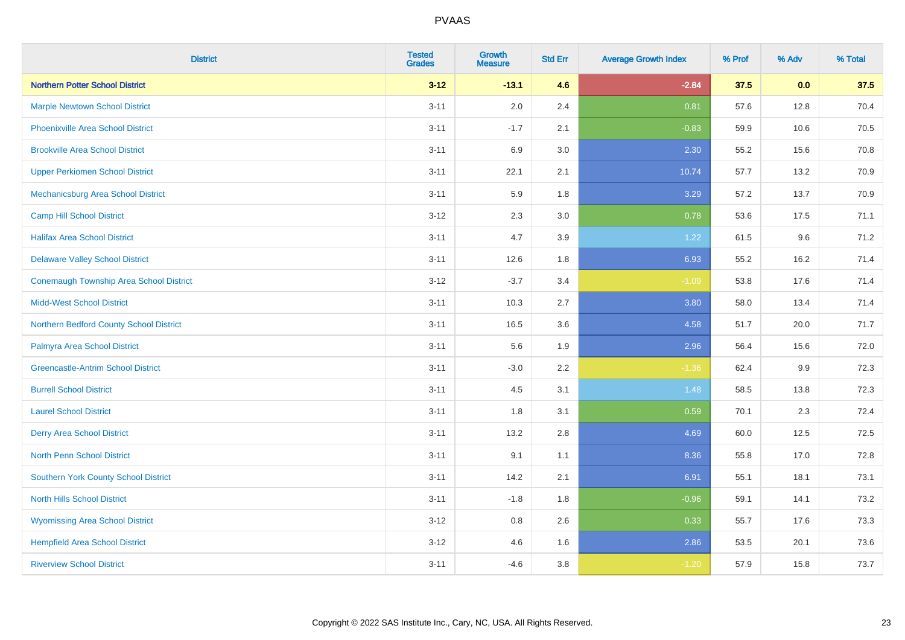# PVAAS

| District | Tested Grades | Growth Measure | Std Err | Average Growth Index | % Prof | % Adv | % Total |
|---|---|---|---|---|---|---|---|
| **Northern Potter School District** | **3-12** | **-13.1** | **4.6** | **-2.84** | **37.5** | **0.0** | **37.5** |
| Marple Newtown School District | 3-11 | 2.0 | 2.4 | 0.81 | 57.6 | 12.8 | 70.4 |
| Phoenixville Area School District | 3-11 | -1.7 | 2.1 | -0.83 | 59.9 | 10.6 | 70.5 |
| Brookville Area School District | 3-11 | 6.9 | 3.0 | 2.30 | 55.2 | 15.6 | 70.8 |
| Upper Perkiomen School District | 3-11 | 22.1 | 2.1 | 10.74 | 57.7 | 13.2 | 70.9 |
| Mechanicsburg Area School District | 3-11 | 5.9 | 1.8 | 3.29 | 57.2 | 13.7 | 70.9 |
| Camp Hill School District | 3-12 | 2.3 | 3.0 | 0.78 | 53.6 | 17.5 | 71.1 |
| Halifax Area School District | 3-11 | 4.7 | 3.9 | 1.22 | 61.5 | 9.6 | 71.2 |
| Delaware Valley School District | 3-11 | 12.6 | 1.8 | 6.93 | 55.2 | 16.2 | 71.4 |
| Conemaugh Township Area School District | 3-12 | -3.7 | 3.4 | -1.09 | 53.8 | 17.6 | 71.4 |
| Midd-West School District | 3-11 | 10.3 | 2.7 | 3.80 | 58.0 | 13.4 | 71.4 |
| Northern Bedford County School District | 3-11 | 16.5 | 3.6 | 4.58 | 51.7 | 20.0 | 71.7 |
| Palmyra Area School District | 3-11 | 5.6 | 1.9 | 2.96 | 56.4 | 15.6 | 72.0 |
| Greencastle-Antrim School District | 3-11 | -3.0 | 2.2 | -1.36 | 62.4 | 9.9 | 72.3 |
| Burrell School District | 3-11 | 4.5 | 3.1 | 1.48 | 58.5 | 13.8 | 72.3 |
| Laurel School District | 3-11 | 1.8 | 3.1 | 0.59 | 70.1 | 2.3 | 72.4 |
| Derry Area School District | 3-11 | 13.2 | 2.8 | 4.69 | 60.0 | 12.5 | 72.5 |
| North Penn School District | 3-11 | 9.1 | 1.1 | 8.36 | 55.8 | 17.0 | 72.8 |
| Southern York County School District | 3-11 | 14.2 | 2.1 | 6.91 | 55.1 | 18.1 | 73.1 |
| North Hills School District | 3-11 | -1.8 | 1.8 | -0.96 | 59.1 | 14.1 | 73.2 |
| Wyomissing Area School District | 3-12 | 0.8 | 2.6 | 0.33 | 55.7 | 17.6 | 73.3 |
| Hempfield Area School District | 3-12 | 4.6 | 1.6 | 2.86 | 53.5 | 20.1 | 73.6 |
| Riverview School District | 3-11 | -4.6 | 3.8 | -1.20 | 57.9 | 15.8 | 73.7 |

Copyright © 2022 SAS Institute Inc., Cary, NC, USA. All Rights Reserved.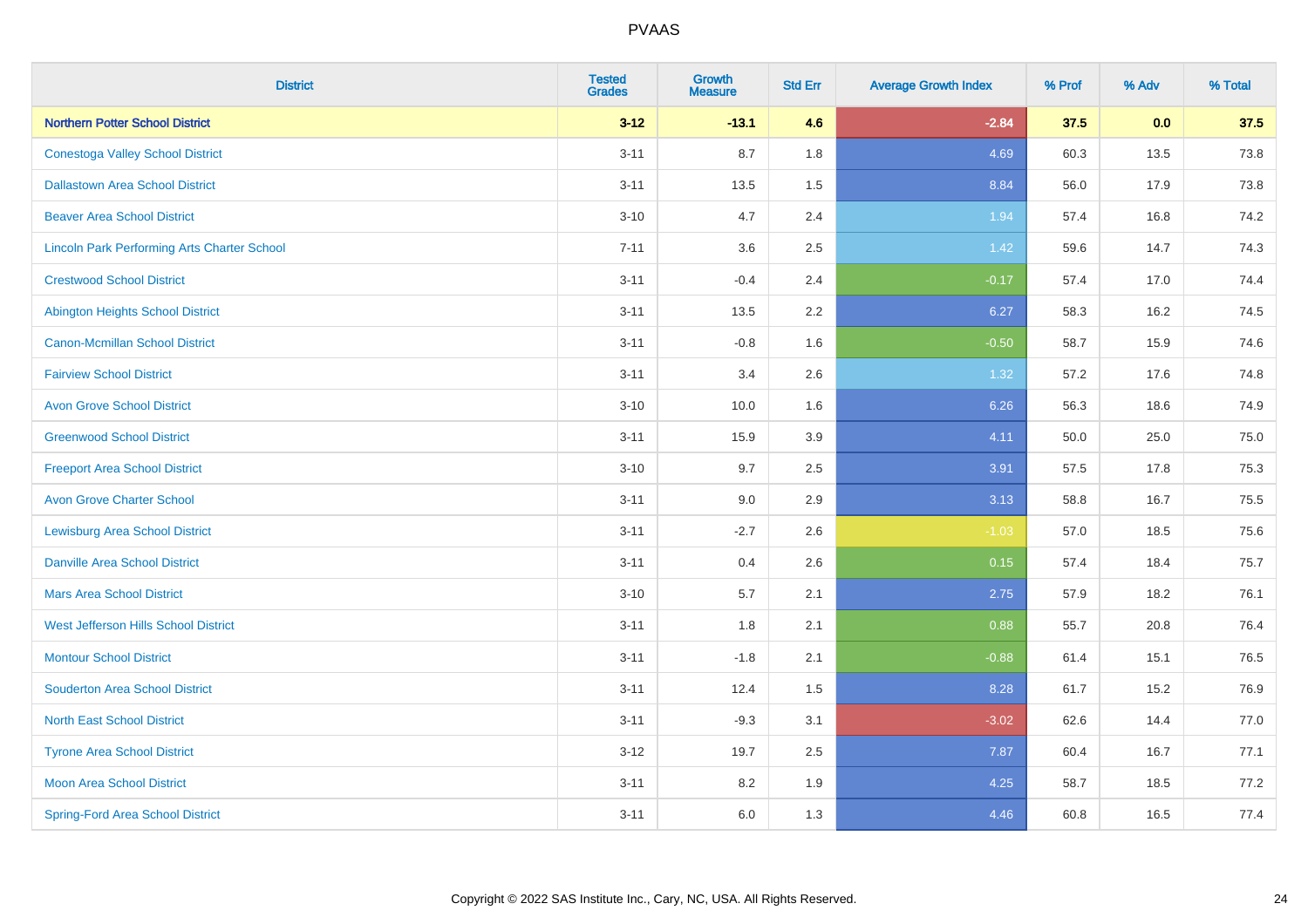# PVAAS

| District | Tested Grades | Growth Measure | Std Err | Average Growth Index | % Prof | % Adv | % Total |
|---|---|---|---|---|---|---|---|
| **Northern Potter School District** | **3-12** | **-13.1** | **4.6** | **-2.84** | **37.5** | **0.0** | **37.5** |
| Conestoga Valley School District | 3-11 | 8.7 | 1.8 | 4.69 | 60.3 | 13.5 | 73.8 |
| Dallastown Area School District | 3-11 | 13.5 | 1.5 | 8.84 | 56.0 | 17.9 | 73.8 |
| Beaver Area School District | 3-10 | 4.7 | 2.4 | 1.94 | 57.4 | 16.8 | 74.2 |
| Lincoln Park Performing Arts Charter School | 7-11 | 3.6 | 2.5 | 1.42 | 59.6 | 14.7 | 74.3 |
| Crestwood School District | 3-11 | -0.4 | 2.4 | -0.17 | 57.4 | 17.0 | 74.4 |
| Abington Heights School District | 3-11 | 13.5 | 2.2 | 6.27 | 58.3 | 16.2 | 74.5 |
| Canon-Mcmillan School District | 3-11 | -0.8 | 1.6 | -0.50 | 58.7 | 15.9 | 74.6 |
| Fairview School District | 3-11 | 3.4 | 2.6 | 1.32 | 57.2 | 17.6 | 74.8 |
| Avon Grove School District | 3-10 | 10.0 | 1.6 | 6.26 | 56.3 | 18.6 | 74.9 |
| Greenwood School District | 3-11 | 15.9 | 3.9 | 4.11 | 50.0 | 25.0 | 75.0 |
| Freeport Area School District | 3-10 | 9.7 | 2.5 | 3.91 | 57.5 | 17.8 | 75.3 |
| Avon Grove Charter School | 3-11 | 9.0 | 2.9 | 3.13 | 58.8 | 16.7 | 75.5 |
| Lewisburg Area School District | 3-11 | -2.7 | 2.6 | -1.03 | 57.0 | 18.5 | 75.6 |
| Danville Area School District | 3-11 | 0.4 | 2.6 | 0.15 | 57.4 | 18.4 | 75.7 |
| Mars Area School District | 3-10 | 5.7 | 2.1 | 2.75 | 57.9 | 18.2 | 76.1 |
| West Jefferson Hills School District | 3-11 | 1.8 | 2.1 | 0.88 | 55.7 | 20.8 | 76.4 |
| Montour School District | 3-11 | -1.8 | 2.1 | -0.88 | 61.4 | 15.1 | 76.5 |
| Souderton Area School District | 3-11 | 12.4 | 1.5 | 8.28 | 61.7 | 15.2 | 76.9 |
| North East School District | 3-11 | -9.3 | 3.1 | -3.02 | 62.6 | 14.4 | 77.0 |
| Tyrone Area School District | 3-12 | 19.7 | 2.5 | 7.87 | 60.4 | 16.7 | 77.1 |
| Moon Area School District | 3-11 | 8.2 | 1.9 | 4.25 | 58.7 | 18.5 | 77.2 |
| Spring-Ford Area School District | 3-11 | 6.0 | 1.3 | 4.46 | 60.8 | 16.5 | 77.4 |

Copyright © 2022 SAS Institute Inc., Cary, NC, USA. All Rights Reserved.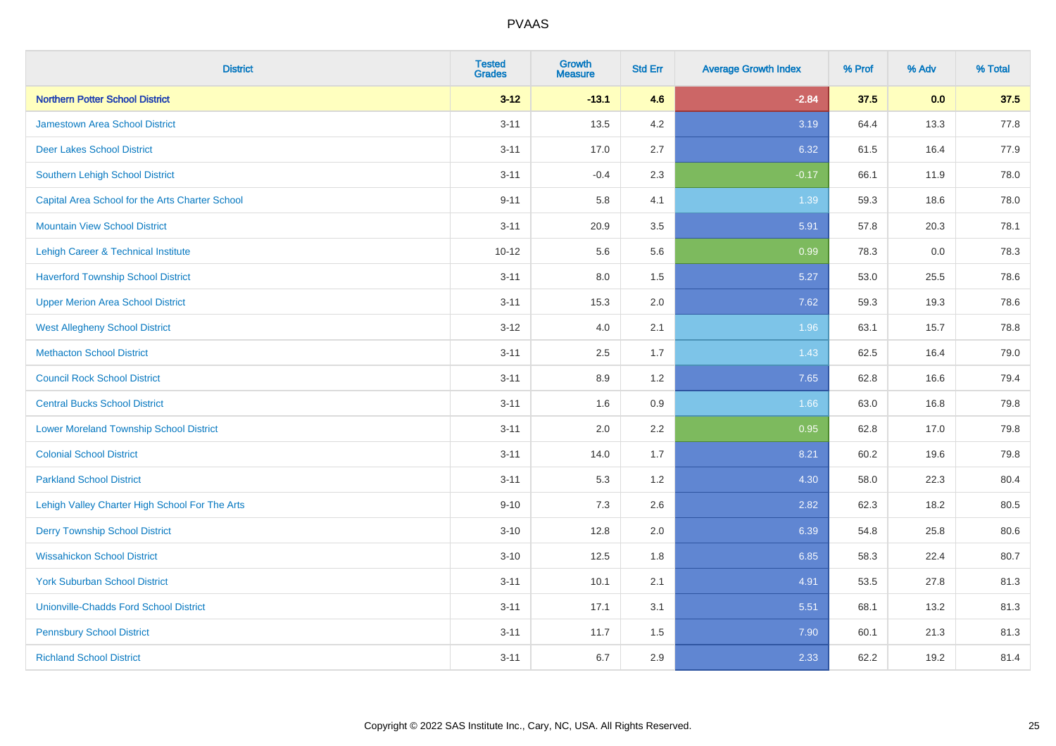PVAAS

| District | Tested Grades | Growth Measure | Std Err | Average Growth Index | % Prof | % Adv | % Total |
|---|---|---|---|---|---|---|---|
| **Northern Potter School District** | **3-12** | **-13.1** | **4.6** | **-2.84** | **37.5** | **0.0** | **37.5** |
| Jamestown Area School District | 3-11 | 13.5 | 4.2 | 3.19 | 64.4 | 13.3 | 77.8 |
| Deer Lakes School District | 3-11 | 17.0 | 2.7 | 6.32 | 61.5 | 16.4 | 77.9 |
| Southern Lehigh School District | 3-11 | -0.4 | 2.3 | -0.17 | 66.1 | 11.9 | 78.0 |
| Capital Area School for the Arts Charter School | 9-11 | 5.8 | 4.1 | 1.39 | 59.3 | 18.6 | 78.0 |
| Mountain View School District | 3-11 | 20.9 | 3.5 | 5.91 | 57.8 | 20.3 | 78.1 |
| Lehigh Career & Technical Institute | 10-12 | 5.6 | 5.6 | 0.99 | 78.3 | 0.0 | 78.3 |
| Haverford Township School District | 3-11 | 8.0 | 1.5 | 5.27 | 53.0 | 25.5 | 78.6 |
| Upper Merion Area School District | 3-11 | 15.3 | 2.0 | 7.62 | 59.3 | 19.3 | 78.6 |
| West Allegheny School District | 3-12 | 4.0 | 2.1 | 1.96 | 63.1 | 15.7 | 78.8 |
| Methacton School District | 3-11 | 2.5 | 1.7 | 1.43 | 62.5 | 16.4 | 79.0 |
| Council Rock School District | 3-11 | 8.9 | 1.2 | 7.65 | 62.8 | 16.6 | 79.4 |
| Central Bucks School District | 3-11 | 1.6 | 0.9 | 1.66 | 63.0 | 16.8 | 79.8 |
| Lower Moreland Township School District | 3-11 | 2.0 | 2.2 | 0.95 | 62.8 | 17.0 | 79.8 |
| Colonial School District | 3-11 | 14.0 | 1.7 | 8.21 | 60.2 | 19.6 | 79.8 |
| Parkland School District | 3-11 | 5.3 | 1.2 | 4.30 | 58.0 | 22.3 | 80.4 |
| Lehigh Valley Charter High School For The Arts | 9-10 | 7.3 | 2.6 | 2.82 | 62.3 | 18.2 | 80.5 |
| Derry Township School District | 3-10 | 12.8 | 2.0 | 6.39 | 54.8 | 25.8 | 80.6 |
| Wissahickon School District | 3-10 | 12.5 | 1.8 | 6.85 | 58.3 | 22.4 | 80.7 |
| York Suburban School District | 3-11 | 10.1 | 2.1 | 4.91 | 53.5 | 27.8 | 81.3 |
| Unionville-Chadds Ford School District | 3-11 | 17.1 | 3.1 | 5.51 | 68.1 | 13.2 | 81.3 |
| Pennsbury School District | 3-11 | 11.7 | 1.5 | 7.90 | 60.1 | 21.3 | 81.3 |
| Richland School District | 3-11 | 6.7 | 2.9 | 2.33 | 62.2 | 19.2 | 81.4 |

Copyright © 2022 SAS Institute Inc., Cary, NC, USA. All Rights Reserved.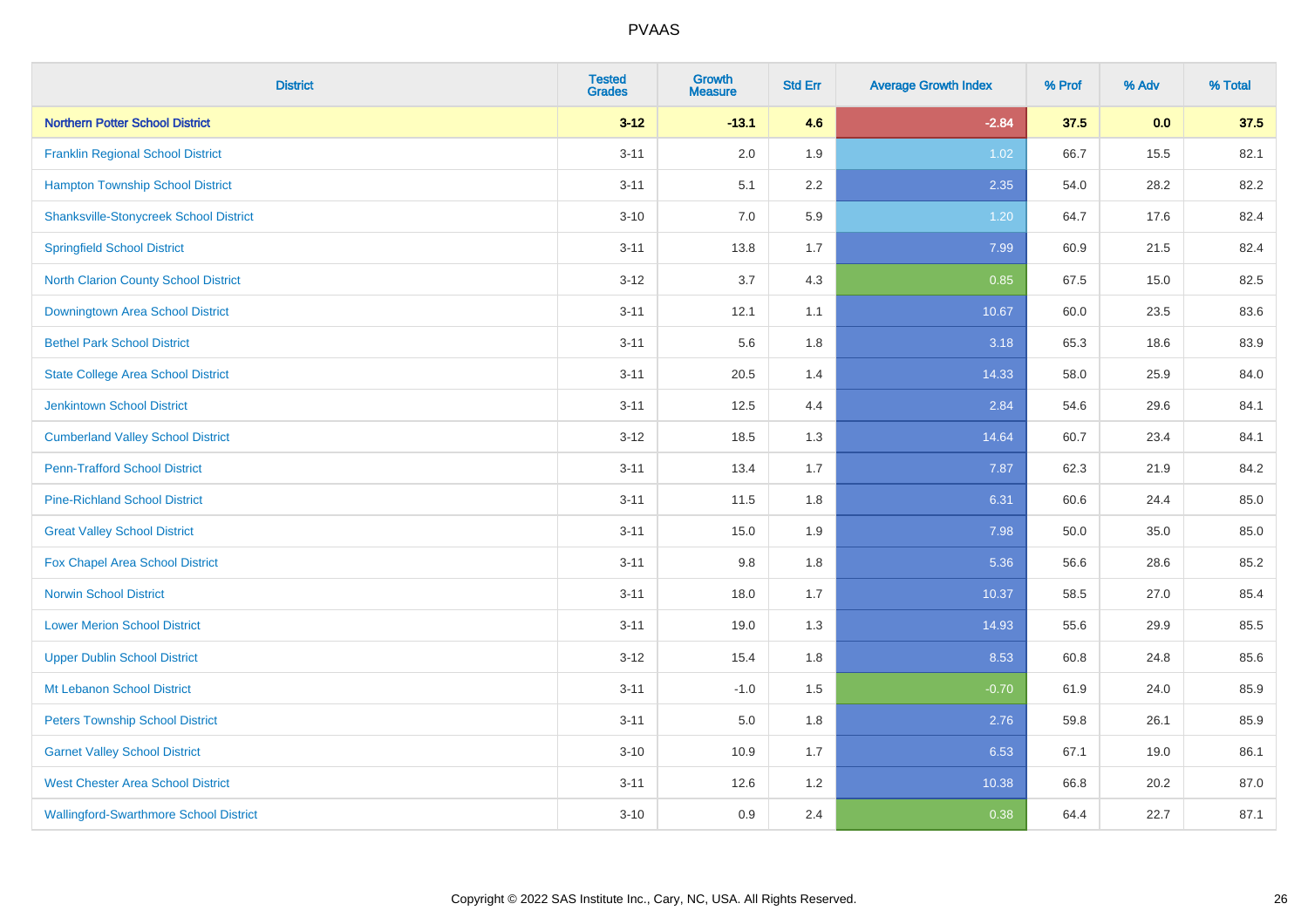# PVAAS

| District | Tested Grades | Growth Measure | Std Err | Average Growth Index | % Prof | % Adv | % Total |
|---|---|---|---|---|---|---|---|
| **Northern Potter School District** | **3-12** | **-13.1** | **4.6** | **-2.84** | **37.5** | **0.0** | **37.5** |
| Franklin Regional School District | 3-11 | 2.0 | 1.9 | 1.02 | 66.7 | 15.5 | 82.1 |
| Hampton Township School District | 3-11 | 5.1 | 2.2 | 2.35 | 54.0 | 28.2 | 82.2 |
| Shanksville-Stonycreek School District | 3-10 | 7.0 | 5.9 | 1.20 | 64.7 | 17.6 | 82.4 |
| Springfield School District | 3-11 | 13.8 | 1.7 | 7.99 | 60.9 | 21.5 | 82.4 |
| North Clarion County School District | 3-12 | 3.7 | 4.3 | 0.85 | 67.5 | 15.0 | 82.5 |
| Downingtown Area School District | 3-11 | 12.1 | 1.1 | 10.67 | 60.0 | 23.5 | 83.6 |
| Bethel Park School District | 3-11 | 5.6 | 1.8 | 3.18 | 65.3 | 18.6 | 83.9 |
| State College Area School District | 3-11 | 20.5 | 1.4 | 14.33 | 58.0 | 25.9 | 84.0 |
| Jenkintown School District | 3-11 | 12.5 | 4.4 | 2.84 | 54.6 | 29.6 | 84.1 |
| Cumberland Valley School District | 3-12 | 18.5 | 1.3 | 14.64 | 60.7 | 23.4 | 84.1 |
| Penn-Trafford School District | 3-11 | 13.4 | 1.7 | 7.87 | 62.3 | 21.9 | 84.2 |
| Pine-Richland School District | 3-11 | 11.5 | 1.8 | 6.31 | 60.6 | 24.4 | 85.0 |
| Great Valley School District | 3-11 | 15.0 | 1.9 | 7.98 | 50.0 | 35.0 | 85.0 |
| Fox Chapel Area School District | 3-11 | 9.8 | 1.8 | 5.36 | 56.6 | 28.6 | 85.2 |
| Norwin School District | 3-11 | 18.0 | 1.7 | 10.37 | 58.5 | 27.0 | 85.4 |
| Lower Merion School District | 3-11 | 19.0 | 1.3 | 14.93 | 55.6 | 29.9 | 85.5 |
| Upper Dublin School District | 3-12 | 15.4 | 1.8 | 8.53 | 60.8 | 24.8 | 85.6 |
| Mt Lebanon School District | 3-11 | -1.0 | 1.5 | -0.70 | 61.9 | 24.0 | 85.9 |
| Peters Township School District | 3-11 | 5.0 | 1.8 | 2.76 | 59.8 | 26.1 | 85.9 |
| Garnet Valley School District | 3-10 | 10.9 | 1.7 | 6.53 | 67.1 | 19.0 | 86.1 |
| West Chester Area School District | 3-11 | 12.6 | 1.2 | 10.38 | 66.8 | 20.2 | 87.0 |
| Wallingford-Swarthmore School District | 3-10 | 0.9 | 2.4 | 0.38 | 64.4 | 22.7 | 87.1 |

Copyright © 2022 SAS Institute Inc., Cary, NC, USA. All Rights Reserved.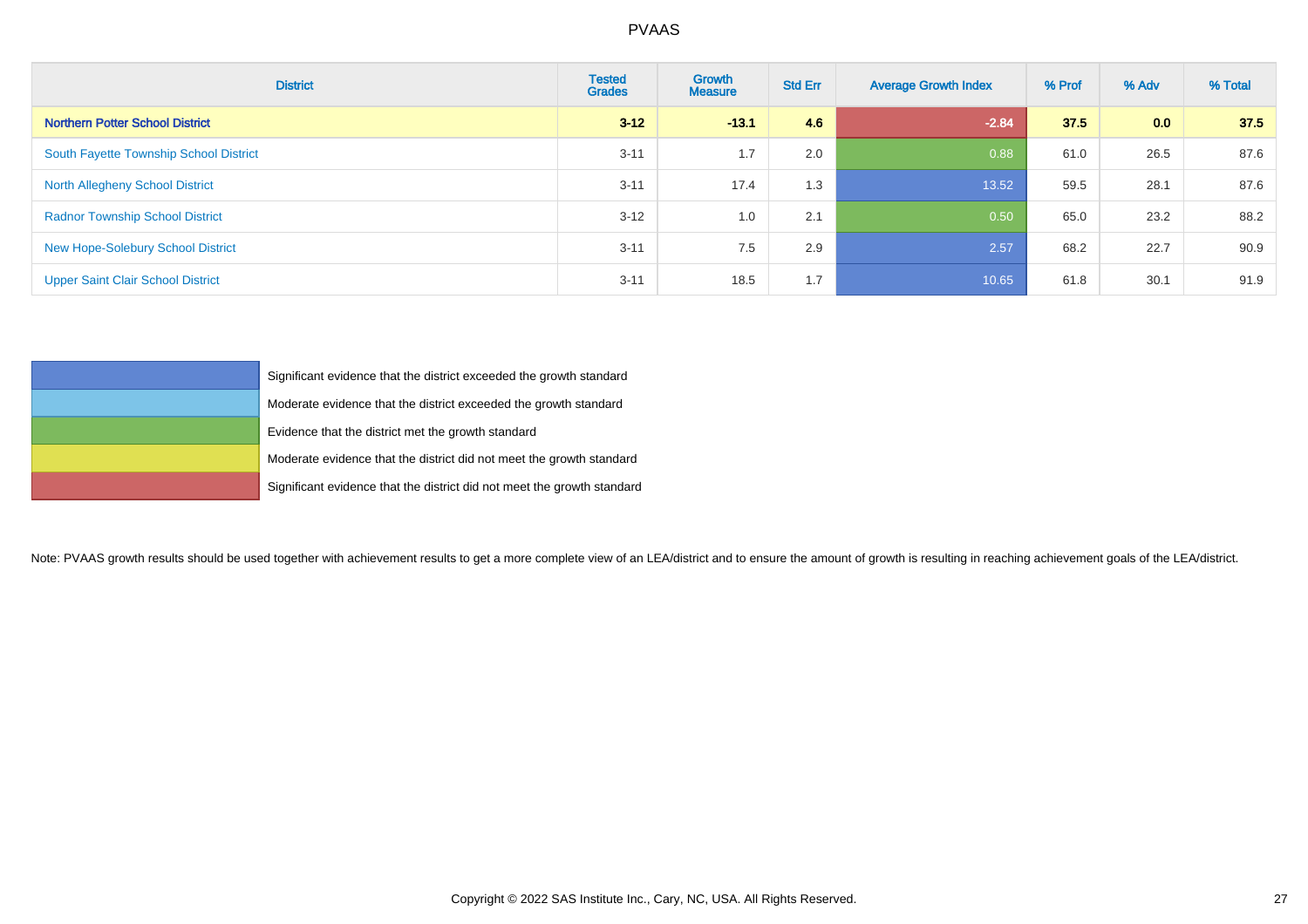# PVAAS

| District | Tested Grades | Growth Measure | Std Err | Average Growth Index | % Prof | % Adv | % Total |
|---|---|---|---|---|---|---|---|
| **Northern Potter School District** | **3-12** | **-13.1** | **4.6** | **-2.84** | **37.5** | **0.0** | **37.5** |
| South Fayette Township School District | 3-11 | 1.7 | 2.0 | 0.88 | 61.0 | 26.5 | 87.6 |
| North Allegheny School District | 3-11 | 17.4 | 1.3 | 13.52 | 59.5 | 28.1 | 87.6 |
| Radnor Township School District | 3-12 | 1.0 | 2.1 | 0.50 | 65.0 | 23.2 | 88.2 |
| New Hope-Solebury School District | 3-11 | 7.5 | 2.9 | 2.57 | 68.2 | 22.7 | 90.9 |
| Upper Saint Clair School District | 3-11 | 18.5 | 1.7 | 10.65 | 61.8 | 30.1 | 91.9 |

- Significant evidence that the district exceeded the growth standard
- Moderate evidence that the district exceeded the growth standard
- Evidence that the district met the growth standard
- Moderate evidence that the district did not meet the growth standard
- Significant evidence that the district did not meet the growth standard

Note: PVAAS growth results should be used together with achievement results to get a more complete view of an LEA/district and to ensure the amount of growth is resulting in reaching achievement goals of the LEA/district.

Copyright © 2022 SAS Institute Inc., Cary, NC, USA. All Rights Reserved.